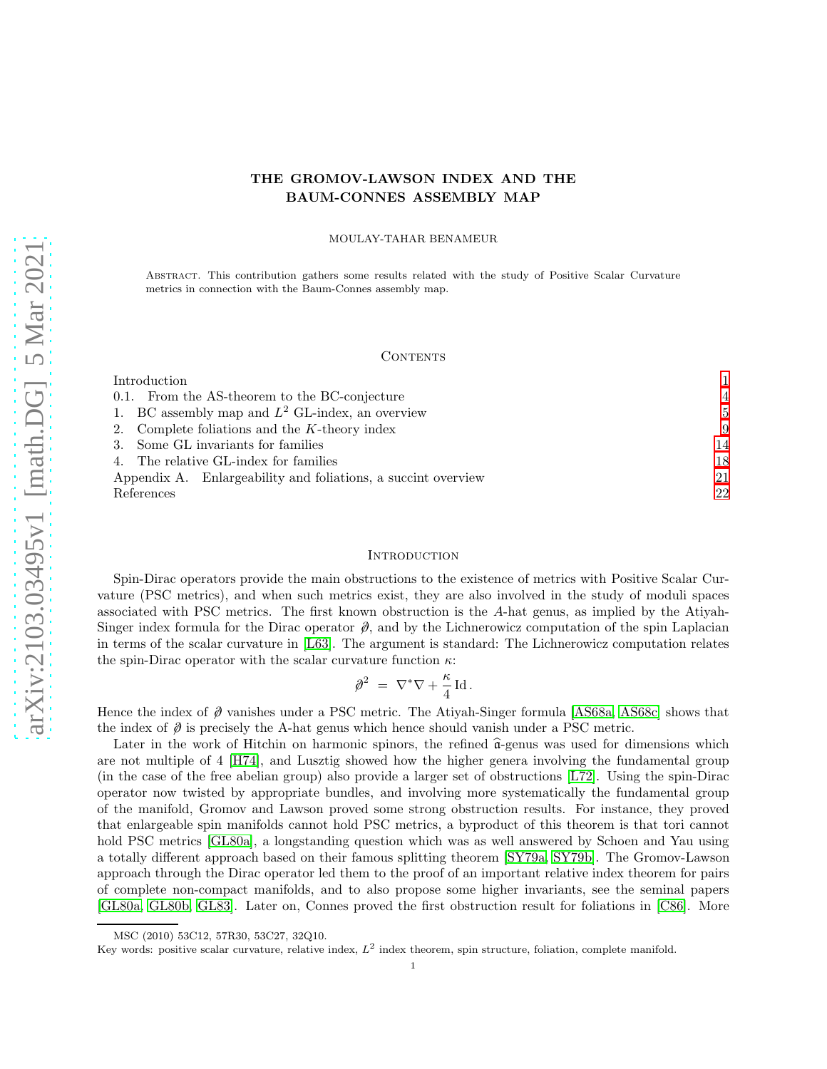# THE GROMOV-LAWSON INDEX AND THE BAUM-CONNES ASSEMBLY MAP

MOULAY-TAHAR BENAMEUR

Abstract. This contribution gathers some results related with the study of Positive Scalar Curvature metrics in connection with the Baum-Connes assembly map.

## Contents

| | |
|---|---|
| Introduction | 1 |
| 0.1. From the AS-theorem to the BC-conjecture | 4 |
| 1. BC assembly map and $L^2$ GL-index, an overview | 5 |
| 2. Complete foliations and the $K$-theory index | 9 |
| 3. Some GL invariants for families | 14 |
| 4. The relative GL-index for families | 18 |
| Appendix A. Enlargeability and foliations, a succint overview | 21 |
| References | 22 |

## Introduction

Spin-Dirac operators provide the main obstructions to the existence of metrics with Positive Scalar Curvature (PSC metrics), and when such metrics exist, they are also involved in the study of moduli spaces associated with PSC metrics. The first known obstruction is the $A$-hat genus, as implied by the Atiyah-Singer index formula for the Dirac operator $\not{\partial}$, and by the Lichnerowicz computation of the spin Laplacian in terms of the scalar curvature in [L63]. The argument is standard: The Lichnerowicz computation relates the spin-Dirac operator with the scalar curvature function $\kappa$:

$$\not{\partial}^2 \;=\; \nabla^*\nabla + \frac{\kappa}{4}\,\mathrm{Id}.$$

Hence the index of $\not{\partial}$ vanishes under a PSC metric. The Atiyah-Singer formula [AS68a, AS68c] shows that the index of $\not{\partial}$ is precisely the A-hat genus which hence should vanish under a PSC metric.

Later in the work of Hitchin on harmonic spinors, the refined $\widehat{\mathfrak{a}}$-genus was used for dimensions which are not multiple of 4 [H74], and Lusztig showed how the higher genera involving the fundamental group (in the case of the free abelian group) also provide a larger set of obstructions [L72]. Using the spin-Dirac operator now twisted by appropriate bundles, and involving more systematically the fundamental group of the manifold, Gromov and Lawson proved some strong obstruction results. For instance, they proved that enlargeable spin manifolds cannot hold PSC metrics, a byproduct of this theorem is that tori cannot hold PSC metrics [GL80a], a longstanding question which was as well answered by Schoen and Yau using a totally different approach based on their famous splitting theorem [SY79a, SY79b]. The Gromov-Lawson approach through the Dirac operator led them to the proof of an important relative index theorem for pairs of complete non-compact manifolds, and to also propose some higher invariants, see the seminal papers [GL80a, GL80b, GL83]. Later on, Connes proved the first obstruction result for foliations in [C86]. More

MSC (2010) 53C12, 57R30, 53C27, 32Q10.

Key words: positive scalar curvature, relative index, $L^2$ index theorem, spin structure, foliation, complete manifold.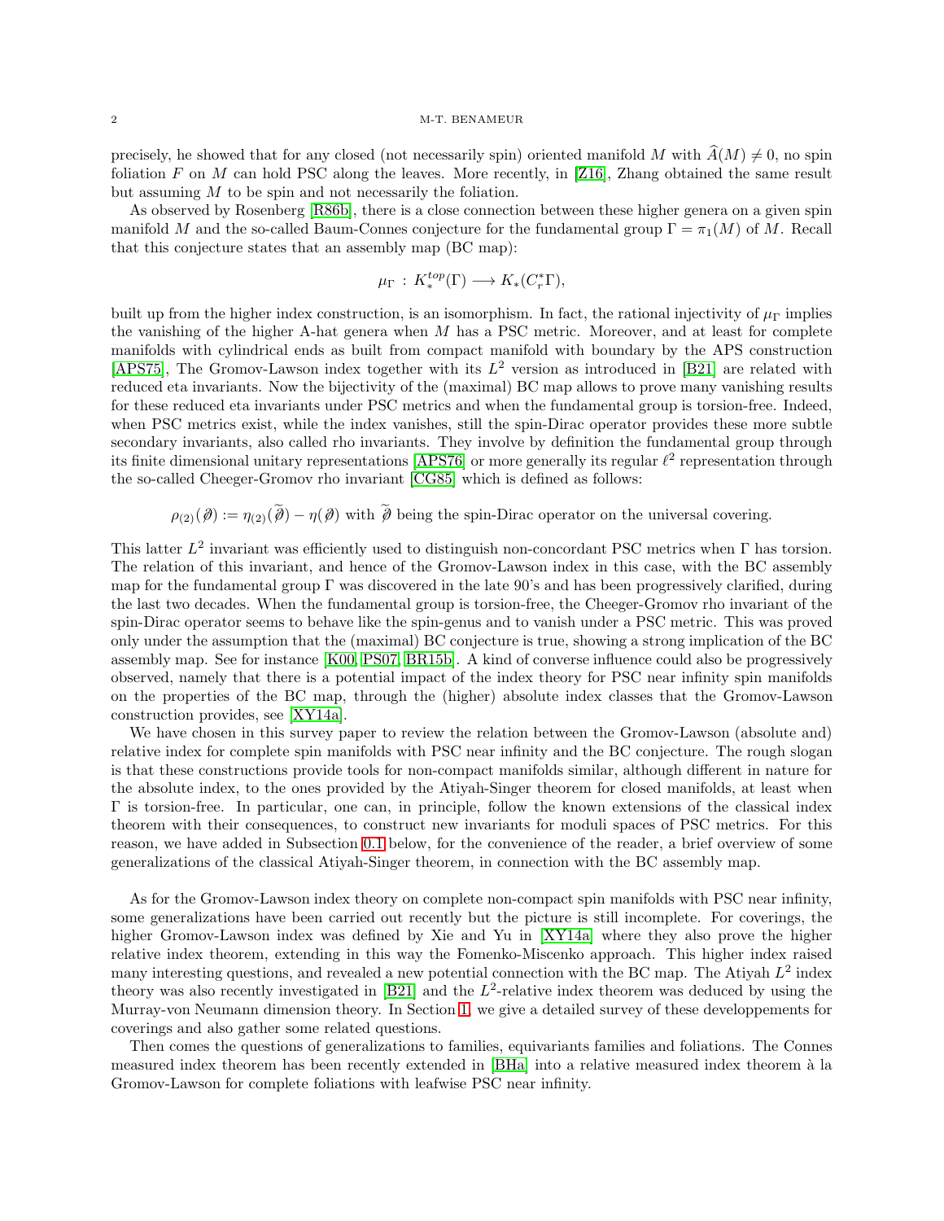precisely, he showed that for any closed (not necessarily spin) oriented manifold $M$ with $\widehat{A}(M) \neq 0$, no spin foliation $F$ on $M$ can hold PSC along the leaves. More recently, in [Z16], Zhang obtained the same result but assuming $M$ to be spin and not necessarily the foliation.

As observed by Rosenberg [R86b], there is a close connection between these higher genera on a given spin manifold $M$ and the so-called Baum-Connes conjecture for the fundamental group $\Gamma = \pi_1(M)$ of $M$. Recall that this conjecture states that an assembly map (BC map):

$$\mu_\Gamma \,:\, K_*^{top}(\Gamma) \longrightarrow K_*(C_r^*\Gamma),$$

built up from the higher index construction, is an isomorphism. In fact, the rational injectivity of $\mu_\Gamma$ implies the vanishing of the higher A-hat genera when $M$ has a PSC metric. Moreover, and at least for complete manifolds with cylindrical ends as built from compact manifold with boundary by the APS construction [APS75], The Gromov-Lawson index together with its $L^2$ version as introduced in [B21] are related with reduced eta invariants. Now the bijectivity of the (maximal) BC map allows to prove many vanishing results for these reduced eta invariants under PSC metrics and when the fundamental group is torsion-free. Indeed, when PSC metrics exist, while the index vanishes, still the spin-Dirac operator provides these more subtle secondary invariants, also called rho invariants. They involve by definition the fundamental group through its finite dimensional unitary representations [APS76] or more generally its regular $\ell^2$ representation through the so-called Cheeger-Gromov rho invariant [CG85] which is defined as follows:

$$\rho_{(2)}(\not{\partial}) := \eta_{(2)}(\widetilde{\not{\partial}}) - \eta(\not{\partial}) \text{ with } \widetilde{\not{\partial}} \text{ being the spin-Dirac operator on the universal covering.}$$

This latter $L^2$ invariant was efficiently used to distinguish non-concordant PSC metrics when $\Gamma$ has torsion. The relation of this invariant, and hence of the Gromov-Lawson index in this case, with the BC assembly map for the fundamental group $\Gamma$ was discovered in the late 90's and has been progressively clarified, during the last two decades. When the fundamental group is torsion-free, the Cheeger-Gromov rho invariant of the spin-Dirac operator seems to behave like the spin-genus and to vanish under a PSC metric. This was proved only under the assumption that the (maximal) BC conjecture is true, showing a strong implication of the BC assembly map. See for instance [K00, PS07, BR15b]. A kind of converse influence could also be progressively observed, namely that there is a potential impact of the index theory for PSC near infinity spin manifolds on the properties of the BC map, through the (higher) absolute index classes that the Gromov-Lawson construction provides, see [XY14a].

We have chosen in this survey paper to review the relation between the Gromov-Lawson (absolute and) relative index for complete spin manifolds with PSC near infinity and the BC conjecture. The rough slogan is that these constructions provide tools for non-compact manifolds similar, although different in nature for the absolute index, to the ones provided by the Atiyah-Singer theorem for closed manifolds, at least when $\Gamma$ is torsion-free. In particular, one can, in principle, follow the known extensions of the classical index theorem with their consequences, to construct new invariants for moduli spaces of PSC metrics. For this reason, we have added in Subsection 0.1 below, for the convenience of the reader, a brief overview of some generalizations of the classical Atiyah-Singer theorem, in connection with the BC assembly map.

As for the Gromov-Lawson index theory on complete non-compact spin manifolds with PSC near infinity, some generalizations have been carried out recently but the picture is still incomplete. For coverings, the higher Gromov-Lawson index was defined by Xie and Yu in [XY14a] where they also prove the higher relative index theorem, extending in this way the Fomenko-Miscenko approach. This higher index raised many interesting questions, and revealed a new potential connection with the BC map. The Atiyah $L^2$ index theory was also recently investigated in [B21] and the $L^2$-relative index theorem was deduced by using the Murray-von Neumann dimension theory. In Section 1, we give a detailed survey of these developpements for coverings and also gather some related questions.

Then comes the questions of generalizations to families, equivariants families and foliations. The Connes measured index theorem has been recently extended in [BHa] into a relative measured index theorem à la Gromov-Lawson for complete foliations with leafwise PSC near infinity.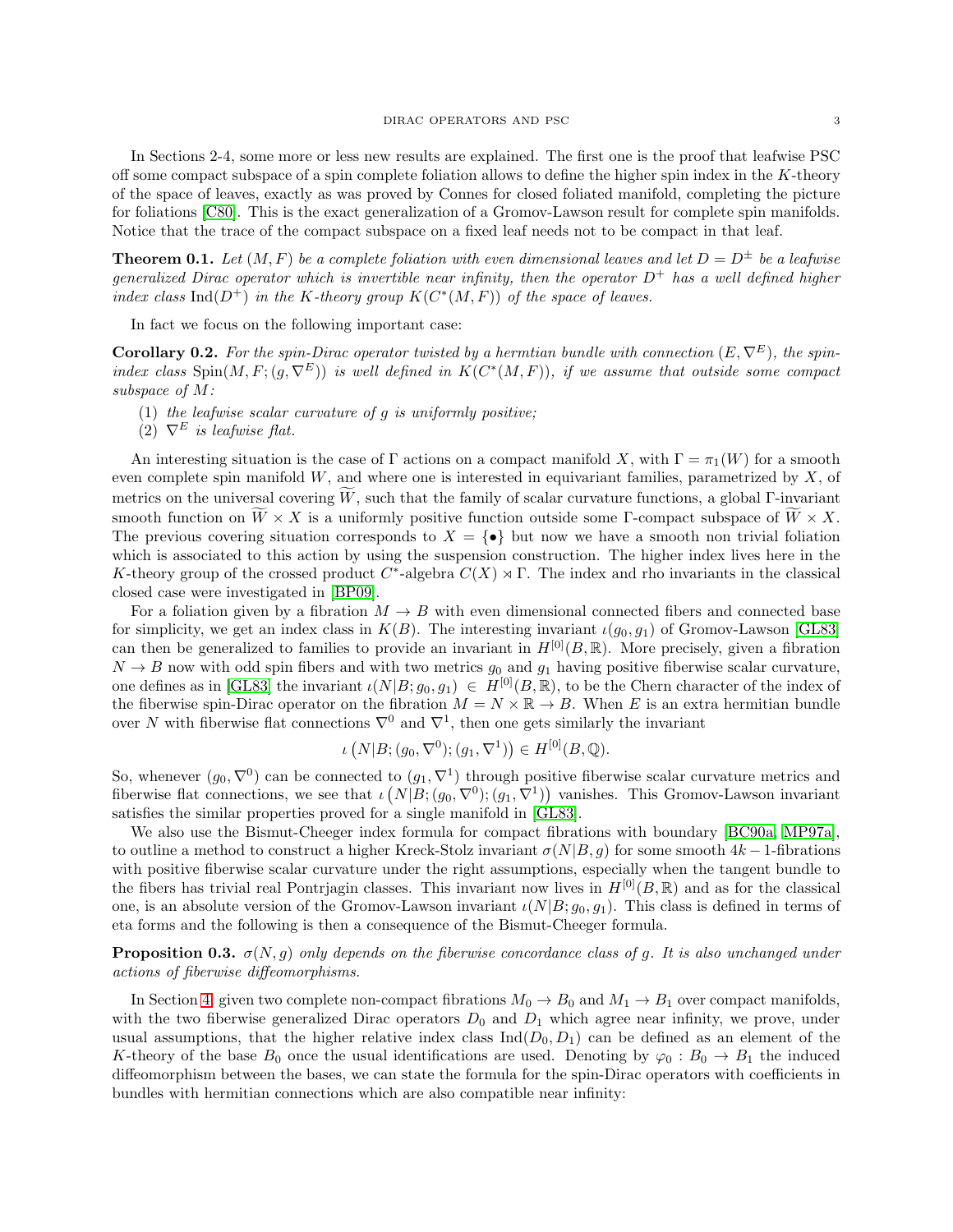In Sections 2-4, some more or less new results are explained. The first one is the proof that leafwise PSC off some compact subspace of a spin complete foliation allows to define the higher spin index in the $K$-theory of the space of leaves, exactly as was proved by Connes for closed foliated manifold, completing the picture for foliations [C80]. This is the exact generalization of a Gromov-Lawson result for complete spin manifolds. Notice that the trace of the compact subspace on a fixed leaf needs not to be compact in that leaf.

**Theorem 0.1.** *Let $(M, F)$ be a complete foliation with even dimensional leaves and let $D = D^{\pm}$ be a leafwise generalized Dirac operator which is invertible near infinity, then the operator $D^+$ has a well defined higher index class $\operatorname{Ind}(D^+)$ in the $K$-theory group $K(C^*(M, F))$ of the space of leaves.*

In fact we focus on the following important case:

**Corollary 0.2.** *For the spin-Dirac operator twisted by a hermtian bundle with connection $(E, \nabla^E)$, the spin-index class $\operatorname{Spin}(M, F; (g, \nabla^E))$ is well defined in $K(C^*(M, F))$, if we assume that outside some compact subspace of $M$:*

1. *the leafwise scalar curvature of $g$ is uniformly positive;*
2. *$\nabla^E$ is leafwise flat.*

An interesting situation is the case of $\Gamma$ actions on a compact manifold $X$, with $\Gamma = \pi_1(W)$ for a smooth even complete spin manifold $W$, and where one is interested in equivariant families, parametrized by $X$, of metrics on the universal covering $\widetilde{W}$, such that the family of scalar curvature functions, a global $\Gamma$-invariant smooth function on $\widetilde{W} \times X$ is a uniformly positive function outside some $\Gamma$-compact subspace of $\widetilde{W} \times X$. The previous covering situation corresponds to $X = \{\bullet\}$ but now we have a smooth non trivial foliation which is associated to this action by using the suspension construction. The higher index lives here in the $K$-theory group of the crossed product $C^*$-algebra $C(X) \rtimes \Gamma$. The index and rho invariants in the classical closed case were investigated in [BP09].

For a foliation given by a fibration $M \to B$ with even dimensional connected fibers and connected base for simplicity, we get an index class in $K(B)$. The interesting invariant $\iota(g_0, g_1)$ of Gromov-Lawson [GL83] can then be generalized to families to provide an invariant in $H^{[0]}(B, \mathbb{R})$. More precisely, given a fibration $N \to B$ now with odd spin fibers and with two metrics $g_0$ and $g_1$ having positive fiberwise scalar curvature, one defines as in [GL83] the invariant $\iota(N|B; g_0, g_1) \in H^{[0]}(B, \mathbb{R})$, to be the Chern character of the index of the fiberwise spin-Dirac operator on the fibration $M = N \times \mathbb{R} \to B$. When $E$ is an extra hermitian bundle over $N$ with fiberwise flat connections $\nabla^0$ and $\nabla^1$, then one gets similarly the invariant

$$\iota\left(N|B; (g_0, \nabla^0); (g_1, \nabla^1)\right) \in H^{[0]}(B, \mathbb{Q}).$$

So, whenever $(g_0, \nabla^0)$ can be connected to $(g_1, \nabla^1)$ through positive fiberwise scalar curvature metrics and fiberwise flat connections, we see that $\iota\left(N|B; (g_0, \nabla^0); (g_1, \nabla^1)\right)$ vanishes. This Gromov-Lawson invariant satisfies the similar properties proved for a single manifold in [GL83].

We also use the Bismut-Cheeger index formula for compact fibrations with boundary [BC90a, MP97a], to outline a method to construct a higher Kreck-Stolz invariant $\sigma(N|B, g)$ for some smooth $4k-1$-fibrations with positive fiberwise scalar curvature under the right assumptions, especially when the tangent bundle to the fibers has trivial real Pontrjagin classes. This invariant now lives in $H^{[0]}(B, \mathbb{R})$ and as for the classical one, is an absolute version of the Gromov-Lawson invariant $\iota(N|B; g_0, g_1)$. This class is defined in terms of eta forms and the following is then a consequence of the Bismut-Cheeger formula.

**Proposition 0.3.** *$\sigma(N, g)$ only depends on the fiberwise concordance class of $g$. It is also unchanged under actions of fiberwise diffeomorphisms.*

In Section 4, given two complete non-compact fibrations $M_0 \to B_0$ and $M_1 \to B_1$ over compact manifolds, with the two fiberwise generalized Dirac operators $D_0$ and $D_1$ which agree near infinity, we prove, under usual assumptions, that the higher relative index class $\operatorname{Ind}(D_0, D_1)$ can be defined as an element of the $K$-theory of the base $B_0$ once the usual identifications are used. Denoting by $\varphi_0 : B_0 \to B_1$ the induced diffeomorphism between the bases, we can state the formula for the spin-Dirac operators with coefficients in bundles with hermitian connections which are also compatible near infinity: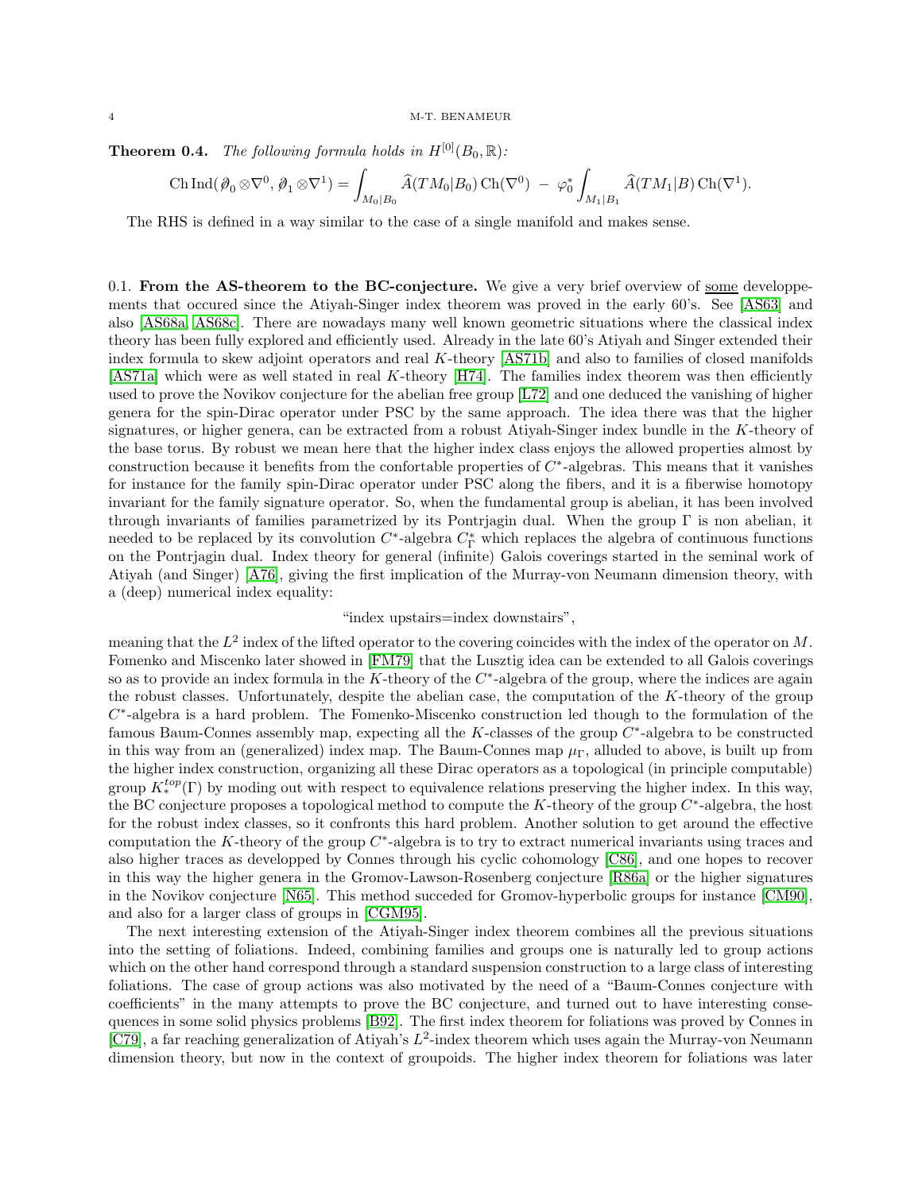**Theorem 0.4.** *The following formula holds in $H^{[0]}(B_0, \mathbb{R})$:*

$$\operatorname{Ch} \operatorname{Ind}(\not\partial_0 \otimes \nabla^0, \not\partial_1 \otimes \nabla^1) = \int_{M_0|B_0} \widehat{A}(TM_0|B_0) \operatorname{Ch}(\nabla^0) \ - \ \varphi_0^* \int_{M_1|B_1} \widehat{A}(TM_1|B) \operatorname{Ch}(\nabla^1).$$

The RHS is defined in a way similar to the case of a single manifold and makes sense.

0.1. **From the AS-theorem to the BC-conjecture.** We give a very brief overview of some developpements that occured since the Atiyah-Singer index theorem was proved in the early 60's. See [AS63] and also [AS68a, AS68c]. There are nowadays many well known geometric situations where the classical index theory has been fully explored and efficiently used. Already in the late 60's Atiyah and Singer extended their index formula to skew adjoint operators and real $K$-theory [AS71b] and also to families of closed manifolds [AS71a] which were as well stated in real $K$-theory [H74]. The families index theorem was then efficiently used to prove the Novikov conjecture for the abelian free group [L72] and one deduced the vanishing of higher genera for the spin-Dirac operator under PSC by the same approach. The idea there was that the higher signatures, or higher genera, can be extracted from a robust Atiyah-Singer index bundle in the $K$-theory of the base torus. By robust we mean here that the higher index class enjoys the allowed properties almost by construction because it benefits from the confortable properties of $C^*$-algebras. This means that it vanishes for instance for the family spin-Dirac operator under PSC along the fibers, and it is a fiberwise homotopy invariant for the family signature operator. So, when the fundamental group is abelian, it has been involved through invariants of families parametrized by its Pontrjagin dual. When the group $\Gamma$ is non abelian, it needed to be replaced by its convolution $C^*$-algebra $C^*_\Gamma$ which replaces the algebra of continuous functions on the Pontrjagin dual. Index theory for general (infinite) Galois coverings started in the seminal work of Atiyah (and Singer) [A76], giving the first implication of the Murray-von Neumann dimension theory, with a (deep) numerical index equality:

"index upstairs=index downstairs",

meaning that the $L^2$ index of the lifted operator to the covering coincides with the index of the operator on $M$. Fomenko and Miscenko later showed in [FM79] that the Lusztig idea can be extended to all Galois coverings so as to provide an index formula in the $K$-theory of the $C^*$-algebra of the group, where the indices are again the robust classes. Unfortunately, despite the abelian case, the computation of the $K$-theory of the group $C^*$-algebra is a hard problem. The Fomenko-Miscenko construction led though to the formulation of the famous Baum-Connes assembly map, expecting all the $K$-classes of the group $C^*$-algebra to be constructed in this way from an (generalized) index map. The Baum-Connes map $\mu_\Gamma$, alluded to above, is built up from the higher index construction, organizing all these Dirac operators as a topological (in principle computable) group $K_*^{top}(\Gamma)$ by moding out with respect to equivalence relations preserving the higher index. In this way, the BC conjecture proposes a topological method to compute the $K$-theory of the group $C^*$-algebra, the host for the robust index classes, so it confronts this hard problem. Another solution to get around the effective computation the $K$-theory of the group $C^*$-algebra is to try to extract numerical invariants using traces and also higher traces as developped by Connes through his cyclic cohomology [C86], and one hopes to recover in this way the higher genera in the Gromov-Lawson-Rosenberg conjecture [R86a] or the higher signatures in the Novikov conjecture [N65]. This method succeded for Gromov-hyperbolic groups for instance [CM90], and also for a larger class of groups in [CGM95].

The next interesting extension of the Atiyah-Singer index theorem combines all the previous situations into the setting of foliations. Indeed, combining families and groups one is naturally led to group actions which on the other hand correspond through a standard suspension construction to a large class of interesting foliations. The case of group actions was also motivated by the need of a "Baum-Connes conjecture with coefficients" in the many attempts to prove the BC conjecture, and turned out to have interesting consequences in some solid physics problems [B92]. The first index theorem for foliations was proved by Connes in [C79], a far reaching generalization of Atiyah's $L^2$-index theorem which uses again the Murray-von Neumann dimension theory, but now in the context of groupoids. The higher index theorem for foliations was later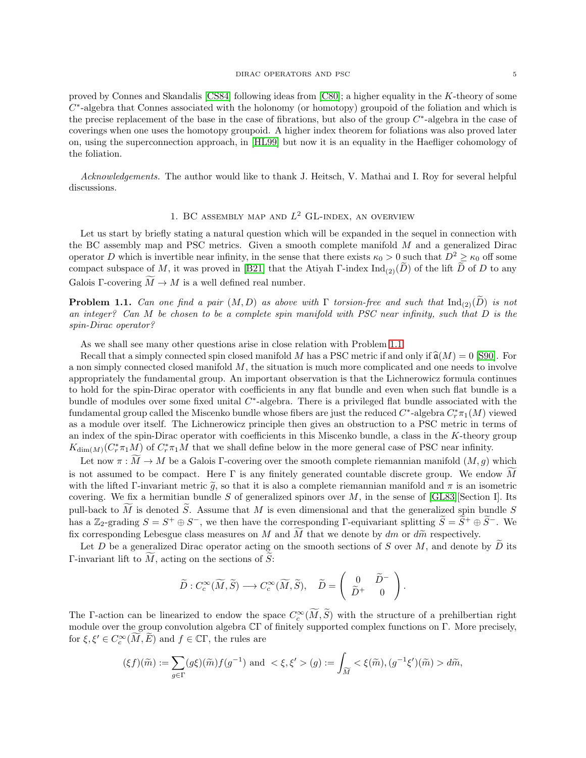proved by Connes and Skandalis [CS84] following ideas from [C80]; a higher equality in the $K$-theory of some $C^*$-algebra that Connes associated with the holonomy (or homotopy) groupoid of the foliation and which is the precise replacement of the base in the case of fibrations, but also of the group $C^*$-algebra in the case of coverings when one uses the homotopy groupoid. A higher index theorem for foliations was also proved later on, using the superconnection approach, in [HL99] but now it is an equality in the Haefliger cohomology of the foliation.

*Acknowledgements.* The author would like to thank J. Heitsch, V. Mathai and I. Roy for several helpful discussions.

## 1. BC assembly map and $L^2$ GL-index, an overview

Let us start by briefly stating a natural question which will be expanded in the sequel in connection with the BC assembly map and PSC metrics. Given a smooth complete manifold $M$ and a generalized Dirac operator $D$ which is invertible near infinity, in the sense that there exists $\kappa_0 > 0$ such that $D^2 \geq \kappa_0$ off some compact subspace of $M$, it was proved in [B21] that the Atiyah $\Gamma$-index $\mathrm{Ind}_{(2)}(\widetilde{D})$ of the lift $\widetilde{D}$ of $D$ to any Galois $\Gamma$-covering $\widetilde{M} \to M$ is a well defined real number.

**Problem 1.1.** *Can one find a pair $(M, D)$ as above with $\Gamma$ torsion-free and such that $\mathrm{Ind}_{(2)}(\widetilde{D})$ is not an integer? Can $M$ be chosen to be a complete spin manifold with PSC near infinity, such that $D$ is the spin-Dirac operator?*

As we shall see many other questions arise in close relation with Problem 1.1.

Recall that a simply connected spin closed manifold $M$ has a PSC metric if and only if $\widehat{\mathfrak{a}}(M) = 0$ [S90]. For a non simply connected closed manifold $M$, the situation is much more complicated and one needs to involve appropriately the fundamental group. An important observation is that the Lichnerowicz formula continues to hold for the spin-Dirac operator with coefficients in any flat bundle and even when such flat bundle is a bundle of modules over some fixed unital $C^*$-algebra. There is a privileged flat bundle associated with the fundamental group called the Miscenko bundle whose fibers are just the reduced $C^*$-algebra $C^*_r\pi_1(M)$ viewed as a module over itself. The Lichnerowicz principle then gives an obstruction to a PSC metric in terms of an index of the spin-Dirac operator with coefficients in this Miscenko bundle, a class in the $K$-theory group $K_{\dim(M)}(C^*_r\pi_1 M)$ of $C^*_r\pi_1 M$ that we shall define below in the more general case of PSC near infinity.

Let now $\pi : \widetilde{M} \to M$ be a Galois $\Gamma$-covering over the smooth complete riemannian manifold $(M, g)$ which is not assumed to be compact. Here $\Gamma$ is any finitely generated countable discrete group. We endow $\widetilde{M}$ with the lifted $\Gamma$-invariant metric $\widetilde{g}$, so that it is also a complete riemannian manifold and $\pi$ is an isometric covering. We fix a hermitian bundle $S$ of generalized spinors over $M$, in the sense of [GL83][Section I]. Its pull-back to $\widetilde{M}$ is denoted $\widetilde{S}$. Assume that $M$ is even dimensional and that the generalized spin bundle $S$ has a $\mathbb{Z}_2$-grading $S = S^+ \oplus S^-$, we then have the corresponding $\Gamma$-equivariant splitting $\widetilde{S} = \widetilde{S}^+ \oplus \widetilde{S}^-$. We fix corresponding Lebesgue class measures on $M$ and $\widetilde{M}$ that we denote by $dm$ or $d\widetilde{m}$ respectively.

Let $D$ be a generalized Dirac operator acting on the smooth sections of $S$ over $M$, and denote by $\widetilde{D}$ its $\Gamma$-invariant lift to $\widetilde{M}$, acting on the sections of $\widetilde{S}$:

$$\widetilde{D} : C_c^\infty(\widetilde{M}, \widetilde{S}) \longrightarrow C_c^\infty(\widetilde{M}, \widetilde{S}), \quad \widetilde{D} = \begin{pmatrix} 0 & \widetilde{D}^- \\ \widetilde{D}^+ & 0 \end{pmatrix}.$$

The $\Gamma$-action can be linearized to endow the space $C_c^\infty(\widetilde{M}, \widetilde{S})$ with the structure of a prehilbertian right module over the group convolution algebra $\mathbb{C}\Gamma$ of finitely supported complex functions on $\Gamma$. More precisely, for $\xi, \xi' \in C_c^\infty(\widetilde{M}, \widetilde{E})$ and $f \in \mathbb{C}\Gamma$, the rules are

$$(\xi f)(\widetilde{m}) := \sum_{g \in \Gamma} (g\xi)(\widetilde{m}) f(g^{-1}) \text{ and } <\xi, \xi'>(g) := \int_{\widetilde{M}} <\xi(\widetilde{m}), (g^{-1}\xi')(\widetilde{m})> d\widetilde{m},$$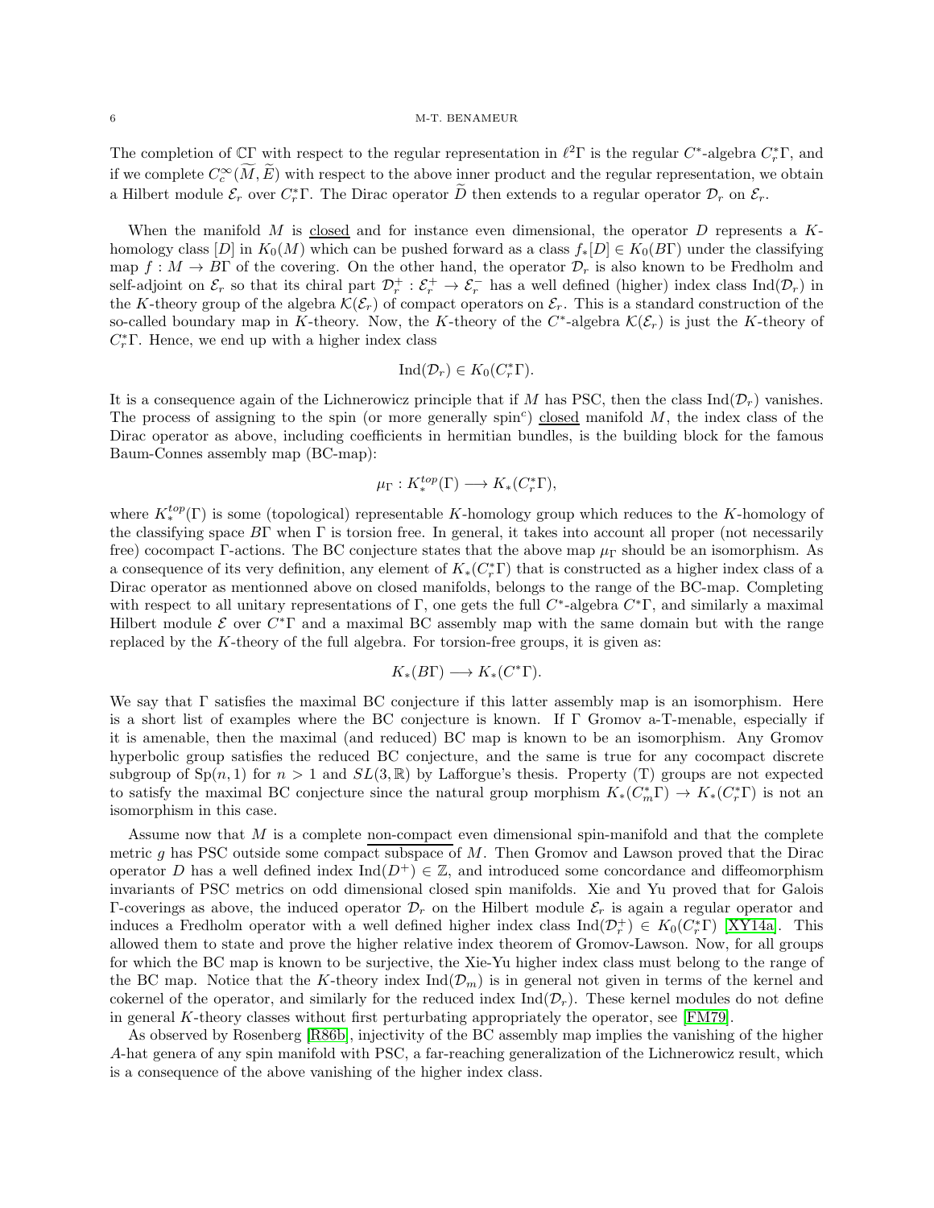The completion of $\mathbb{C}\Gamma$ with respect to the regular representation in $\ell^2\Gamma$ is the regular $C^*$-algebra $C^*_r\Gamma$, and if we complete $C_c^\infty(\widetilde{M}, \widetilde{E})$ with respect to the above inner product and the regular representation, we obtain a Hilbert module $\mathcal{E}_r$ over $C^*_r\Gamma$. The Dirac operator $\widetilde{D}$ then extends to a regular operator $\mathcal{D}_r$ on $\mathcal{E}_r$.

When the manifold $M$ is closed and for instance even dimensional, the operator $D$ represents a $K$-homology class $[D]$ in $K_0(M)$ which can be pushed forward as a class $f_*[D] \in K_0(B\Gamma)$ under the classifying map $f : M \to B\Gamma$ of the covering. On the other hand, the operator $\mathcal{D}_r$ is also known to be Fredholm and self-adjoint on $\mathcal{E}_r$ so that its chiral part $\mathcal{D}_r^+ : \mathcal{E}_r^+ \to \mathcal{E}_r^-$ has a well defined (higher) index class $\operatorname{Ind}(\mathcal{D}_r)$ in the $K$-theory group of the algebra $\mathcal{K}(\mathcal{E}_r)$ of compact operators on $\mathcal{E}_r$. This is a standard construction of the so-called boundary map in $K$-theory. Now, the $K$-theory of the $C^*$-algebra $\mathcal{K}(\mathcal{E}_r)$ is just the $K$-theory of $C^*_r\Gamma$. Hence, we end up with a higher index class

$$\operatorname{Ind}(\mathcal{D}_r) \in K_0(C^*_r\Gamma).$$

It is a consequence again of the Lichnerowicz principle that if $M$ has PSC, then the class $\operatorname{Ind}(\mathcal{D}_r)$ vanishes. The process of assigning to the spin (or more generally spin$^c$) closed manifold $M$, the index class of the Dirac operator as above, including coefficients in hermitian bundles, is the building block for the famous Baum-Connes assembly map (BC-map):

$$\mu_\Gamma : K_*^{top}(\Gamma) \longrightarrow K_*(C^*_r\Gamma),$$

where $K_*^{top}(\Gamma)$ is some (topological) representable $K$-homology group which reduces to the $K$-homology of the classifying space $B\Gamma$ when $\Gamma$ is torsion free. In general, it takes into account all proper (not necessarily free) cocompact $\Gamma$-actions. The BC conjecture states that the above map $\mu_\Gamma$ should be an isomorphism. As a consequence of its very definition, any element of $K_*(C^*_r\Gamma)$ that is constructed as a higher index class of a Dirac operator as mentionned above on closed manifolds, belongs to the range of the BC-map. Completing with respect to all unitary representations of $\Gamma$, one gets the full $C^*$-algebra $C^*\Gamma$, and similarly a maximal Hilbert module $\mathcal{E}$ over $C^*\Gamma$ and a maximal BC assembly map with the same domain but with the range replaced by the $K$-theory of the full algebra. For torsion-free groups, it is given as:

$$K_*(B\Gamma) \longrightarrow K_*(C^*\Gamma).$$

We say that $\Gamma$ satisfies the maximal BC conjecture if this latter assembly map is an isomorphism. Here is a short list of examples where the BC conjecture is known. If $\Gamma$ Gromov a-T-menable, especially if it is amenable, then the maximal (and reduced) BC map is known to be an isomorphism. Any Gromov hyperbolic group satisfies the reduced BC conjecture, and the same is true for any cocompact discrete subgroup of $\mathrm{Sp}(n, 1)$ for $n > 1$ and $SL(3, \mathbb{R})$ by Lafforgue's thesis. Property (T) groups are not expected to satisfy the maximal BC conjecture since the natural group morphism $K_*(C^*_m\Gamma) \to K_*(C^*_r\Gamma)$ is not an isomorphism in this case.

Assume now that $M$ is a complete non-compact even dimensional spin-manifold and that the complete metric $g$ has PSC outside some compact subspace of $M$. Then Gromov and Lawson proved that the Dirac operator $D$ has a well defined index $\operatorname{Ind}(D^+) \in \mathbb{Z}$, and introduced some concordance and diffeomorphism invariants of PSC metrics on odd dimensional closed spin manifolds. Xie and Yu proved that for Galois $\Gamma$-coverings as above, the induced operator $\mathcal{D}_r$ on the Hilbert module $\mathcal{E}_r$ is again a regular operator and induces a Fredholm operator with a well defined higher index class $\operatorname{Ind}(\mathcal{D}_r^+) \in K_0(C^*_r\Gamma)$ [XY14a]. This allowed them to state and prove the higher relative index theorem of Gromov-Lawson. Now, for all groups for which the BC map is known to be surjective, the Xie-Yu higher index class must belong to the range of the BC map. Notice that the $K$-theory index $\operatorname{Ind}(\mathcal{D}_m)$ is in general not given in terms of the kernel and cokernel of the operator, and similarly for the reduced index $\operatorname{Ind}(\mathcal{D}_r)$. These kernel modules do not define in general $K$-theory classes without first perturbating appropriately the operator, see [FM79].

As observed by Rosenberg [R86b], injectivity of the BC assembly map implies the vanishing of the higher $A$-hat genera of any spin manifold with PSC, a far-reaching generalization of the Lichnerowicz result, which is a consequence of the above vanishing of the higher index class.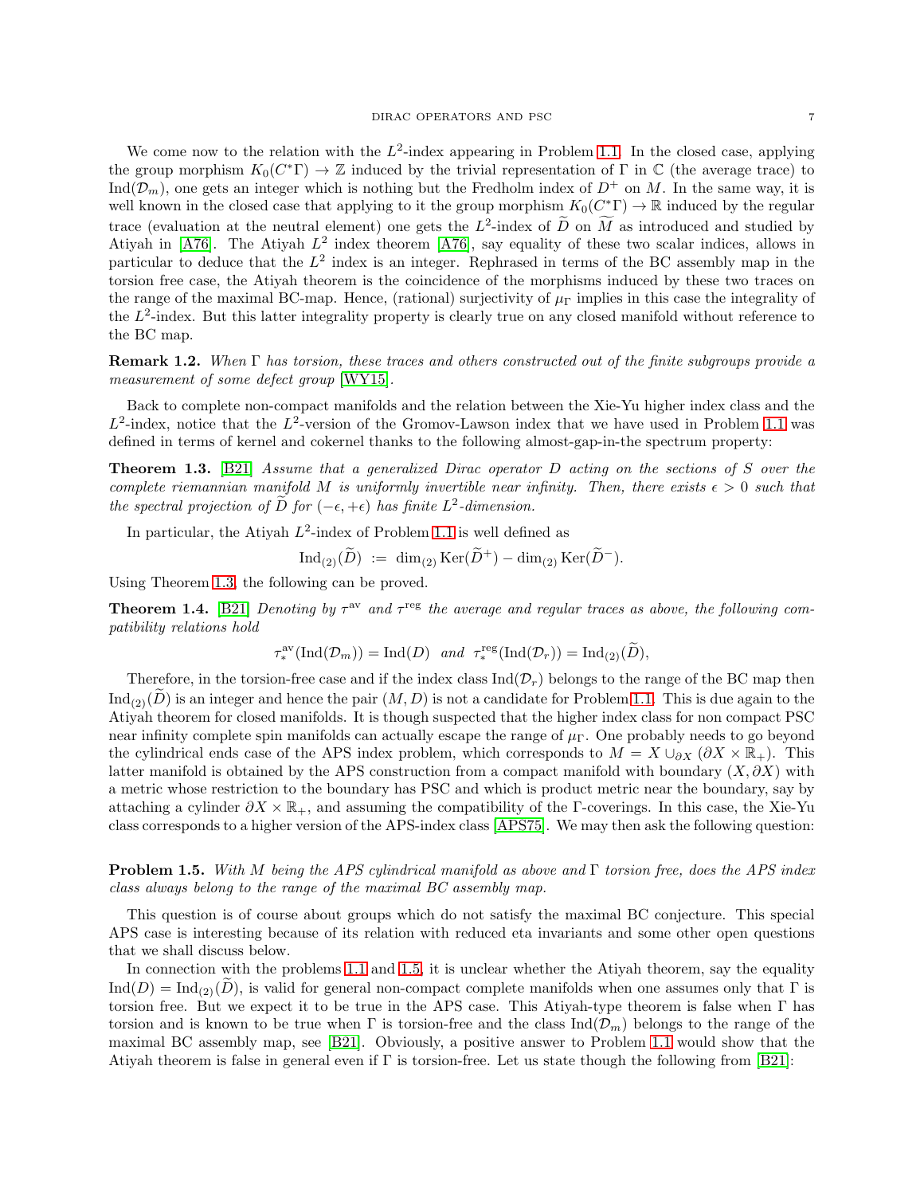We come now to the relation with the $L^2$-index appearing in Problem 1.1. In the closed case, applying the group morphism $K_0(C^*\Gamma) \to \mathbb{Z}$ induced by the trivial representation of $\Gamma$ in $\mathbb{C}$ (the average trace) to $\operatorname{Ind}(\mathcal{D}_m)$, one gets an integer which is nothing but the Fredholm index of $D^+$ on $M$. In the same way, it is well known in the closed case that applying to it the group morphism $K_0(C^*\Gamma) \to \mathbb{R}$ induced by the regular trace (evaluation at the neutral element) one gets the $L^2$-index of $\widetilde{D}$ on $\widetilde{M}$ as introduced and studied by Atiyah in [A76]. The Atiyah $L^2$ index theorem [A76], say equality of these two scalar indices, allows in particular to deduce that the $L^2$ index is an integer. Rephrased in terms of the BC assembly map in the torsion free case, the Atiyah theorem is the coincidence of the morphisms induced by these two traces on the range of the maximal BC-map. Hence, (rational) surjectivity of $\mu_\Gamma$ implies in this case the integrality of the $L^2$-index. But this latter integrality property is clearly true on any closed manifold without reference to the BC map.

**Remark 1.2.** *When $\Gamma$ has torsion, these traces and others constructed out of the finite subgroups provide a measurement of some defect group* [WY15].

Back to complete non-compact manifolds and the relation between the Xie-Yu higher index class and the $L^2$-index, notice that the $L^2$-version of the Gromov-Lawson index that we have used in Problem 1.1 was defined in terms of kernel and cokernel thanks to the following almost-gap-in-the spectrum property:

**Theorem 1.3.** [B21] *Assume that a generalized Dirac operator $D$ acting on the sections of $S$ over the complete riemannian manifold $M$ is uniformly invertible near infinity. Then, there exists $\epsilon > 0$ such that the spectral projection of $\widetilde{D}$ for $(-\epsilon, +\epsilon)$ has finite $L^2$-dimension.*

In particular, the Atiyah $L^2$-index of Problem 1.1 is well defined as

$$\operatorname{Ind}_{(2)}(\widetilde{D}) \;:=\; \dim_{(2)} \operatorname{Ker}(\widetilde{D}^+) - \dim_{(2)} \operatorname{Ker}(\widetilde{D}^-).$$

Using Theorem 1.3, the following can be proved.

**Theorem 1.4.** [B21] *Denoting by $\tau^{\mathrm{av}}$ and $\tau^{\mathrm{reg}}$ the average and regular traces as above, the following compatibility relations hold*

$$\tau^{\mathrm{av}}_*(\operatorname{Ind}(\mathcal{D}_m)) = \operatorname{Ind}(D) \quad \textit{and} \quad \tau^{\mathrm{reg}}_*(\operatorname{Ind}(\mathcal{D}_r)) = \operatorname{Ind}_{(2)}(\widetilde{D}),$$

Therefore, in the torsion-free case and if the index class $\operatorname{Ind}(\mathcal{D}_r)$ belongs to the range of the BC map then $\operatorname{Ind}_{(2)}(\widetilde{D})$ is an integer and hence the pair $(M, D)$ is not a candidate for Problem 1.1. This is due again to the Atiyah theorem for closed manifolds. It is though suspected that the higher index class for non compact PSC near infinity complete spin manifolds can actually escape the range of $\mu_\Gamma$. One probably needs to go beyond the cylindrical ends case of the APS index problem, which corresponds to $M = X \cup_{\partial X} (\partial X \times \mathbb{R}_+)$. This latter manifold is obtained by the APS construction from a compact manifold with boundary $(X, \partial X)$ with a metric whose restriction to the boundary has PSC and which is product metric near the boundary, say by attaching a cylinder $\partial X \times \mathbb{R}_+$, and assuming the compatibility of the $\Gamma$-coverings. In this case, the Xie-Yu class corresponds to a higher version of the APS-index class [APS75]. We may then ask the following question:

**Problem 1.5.** *With $M$ being the APS cylindrical manifold as above and $\Gamma$ torsion free, does the APS index class always belong to the range of the maximal BC assembly map.*

This question is of course about groups which do not satisfy the maximal BC conjecture. This special APS case is interesting because of its relation with reduced eta invariants and some other open questions that we shall discuss below.

In connection with the problems 1.1 and 1.5, it is unclear whether the Atiyah theorem, say the equality $\operatorname{Ind}(D) = \operatorname{Ind}_{(2)}(\widetilde{D})$, is valid for general non-compact complete manifolds when one assumes only that $\Gamma$ is torsion free. But we expect it to be true in the APS case. This Atiyah-type theorem is false when $\Gamma$ has torsion and is known to be true when $\Gamma$ is torsion-free and the class $\operatorname{Ind}(\mathcal{D}_m)$ belongs to the range of the maximal BC assembly map, see [B21]. Obviously, a positive answer to Problem 1.1 would show that the Atiyah theorem is false in general even if $\Gamma$ is torsion-free. Let us state though the following from [B21]: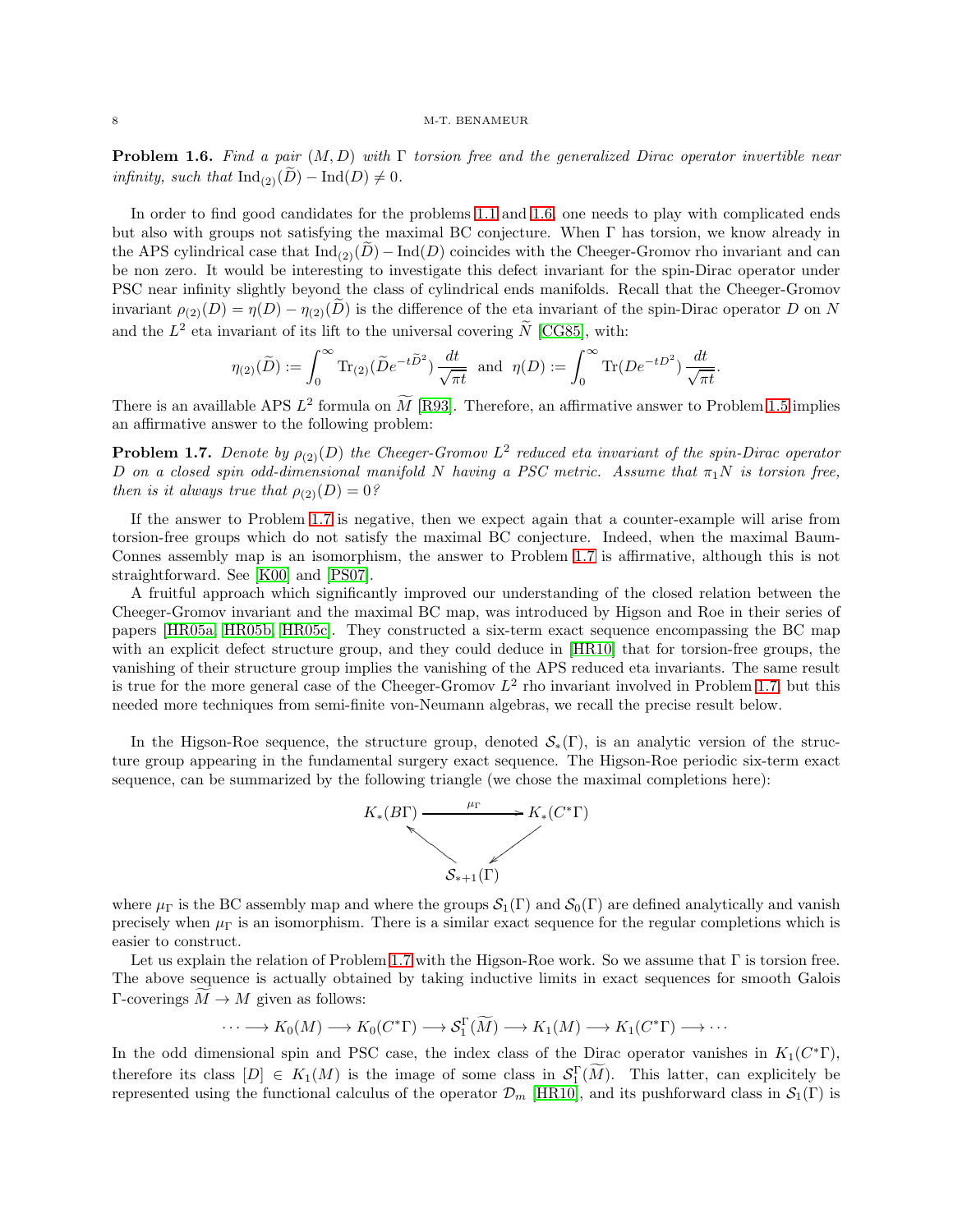**Problem 1.6.** *Find a pair $(M, D)$ with $\Gamma$ torsion free and the generalized Dirac operator invertible near infinity, such that $\operatorname{Ind}_{(2)}(\widetilde{D}) - \operatorname{Ind}(D) \neq 0$.*

In order to find good candidates for the problems 1.1 and 1.6, one needs to play with complicated ends but also with groups not satisfying the maximal BC conjecture. When $\Gamma$ has torsion, we know already in the APS cylindrical case that $\operatorname{Ind}_{(2)}(\widetilde{D}) - \operatorname{Ind}(D)$ coincides with the Cheeger-Gromov rho invariant and can be non zero. It would be interesting to investigate this defect invariant for the spin-Dirac operator under PSC near infinity slightly beyond the class of cylindrical ends manifolds. Recall that the Cheeger-Gromov invariant $\rho_{(2)}(D) = \eta(D) - \eta_{(2)}(\widetilde{D})$ is the difference of the eta invariant of the spin-Dirac operator $D$ on $N$ and the $L^2$ eta invariant of its lift to the universal covering $\widetilde{N}$ [CG85], with:

$$\eta_{(2)}(\widetilde{D}) := \int_0^\infty \operatorname{Tr}_{(2)}(\widetilde{D}e^{-t\widetilde{D}^2})\, \frac{dt}{\sqrt{\pi t}} \ \text{ and } \ \eta(D) := \int_0^\infty \operatorname{Tr}(De^{-tD^2})\, \frac{dt}{\sqrt{\pi t}}.$$

There is an availlable APS $L^2$ formula on $\widetilde{M}$ [R93]. Therefore, an affirmative answer to Problem 1.5 implies an affirmative answer to the following problem:

**Problem 1.7.** *Denote by $\rho_{(2)}(D)$ the Cheeger-Gromov $L^2$ reduced eta invariant of the spin-Dirac operator $D$ on a closed spin odd-dimensional manifold $N$ having a PSC metric. Assume that $\pi_1 N$ is torsion free, then is it always true that $\rho_{(2)}(D) = 0$?*

If the answer to Problem 1.7 is negative, then we expect again that a counter-example will arise from torsion-free groups which do not satisfy the maximal BC conjecture. Indeed, when the maximal Baum-Connes assembly map is an isomorphism, the answer to Problem 1.7 is affirmative, although this is not straightforward. See [K00] and [PS07].

A fruitful approach which significantly improved our understanding of the closed relation between the Cheeger-Gromov invariant and the maximal BC map, was introduced by Higson and Roe in their series of papers [HR05a, HR05b, HR05c]. They constructed a six-term exact sequence encompassing the BC map with an explicit defect structure group, and they could deduce in [HR10] that for torsion-free groups, the vanishing of their structure group implies the vanishing of the APS reduced eta invariants. The same result is true for the more general case of the Cheeger-Gromov $L^2$ rho invariant involved in Problem 1.7, but this needed more techniques from semi-finite von-Neumann algebras, we recall the precise result below.

In the Higson-Roe sequence, the structure group, denoted $\mathcal{S}_*(\Gamma)$, is an analytic version of the structure group appearing in the fundamental surgery exact sequence. The Higson-Roe periodic six-term exact sequence, can be summarized by the following triangle (we chose the maximal completions here):

$$\begin{array}{ccc} K_*(B\Gamma) & \xrightarrow{\ \mu_\Gamma\ } & K_*(C^*\Gamma) \\ & \nwarrow \quad \swarrow & \\ & \mathcal{S}_{*+1}(\Gamma) & \end{array}$$

where $\mu_\Gamma$ is the BC assembly map and where the groups $\mathcal{S}_1(\Gamma)$ and $\mathcal{S}_0(\Gamma)$ are defined analytically and vanish precisely when $\mu_\Gamma$ is an isomorphism. There is a similar exact sequence for the regular completions which is easier to construct.

Let us explain the relation of Problem 1.7 with the Higson-Roe work. So we assume that $\Gamma$ is torsion free. The above sequence is actually obtained by taking inductive limits in exact sequences for smooth Galois $\Gamma$-coverings $\widetilde{M} \to M$ given as follows:

$$\cdots \longrightarrow K_0(M) \longrightarrow K_0(C^*\Gamma) \longrightarrow \mathcal{S}_1^\Gamma(\widetilde{M}) \longrightarrow K_1(M) \longrightarrow K_1(C^*\Gamma) \longrightarrow \cdots$$

In the odd dimensional spin and PSC case, the index class of the Dirac operator vanishes in $K_1(C^*\Gamma)$, therefore its class $[D] \in K_1(M)$ is the image of some class in $\mathcal{S}_1^\Gamma(\widetilde{M})$. This latter, can explicitely be represented using the functional calculus of the operator $\mathcal{D}_m$ [HR10], and its pushforward class in $\mathcal{S}_1(\Gamma)$ is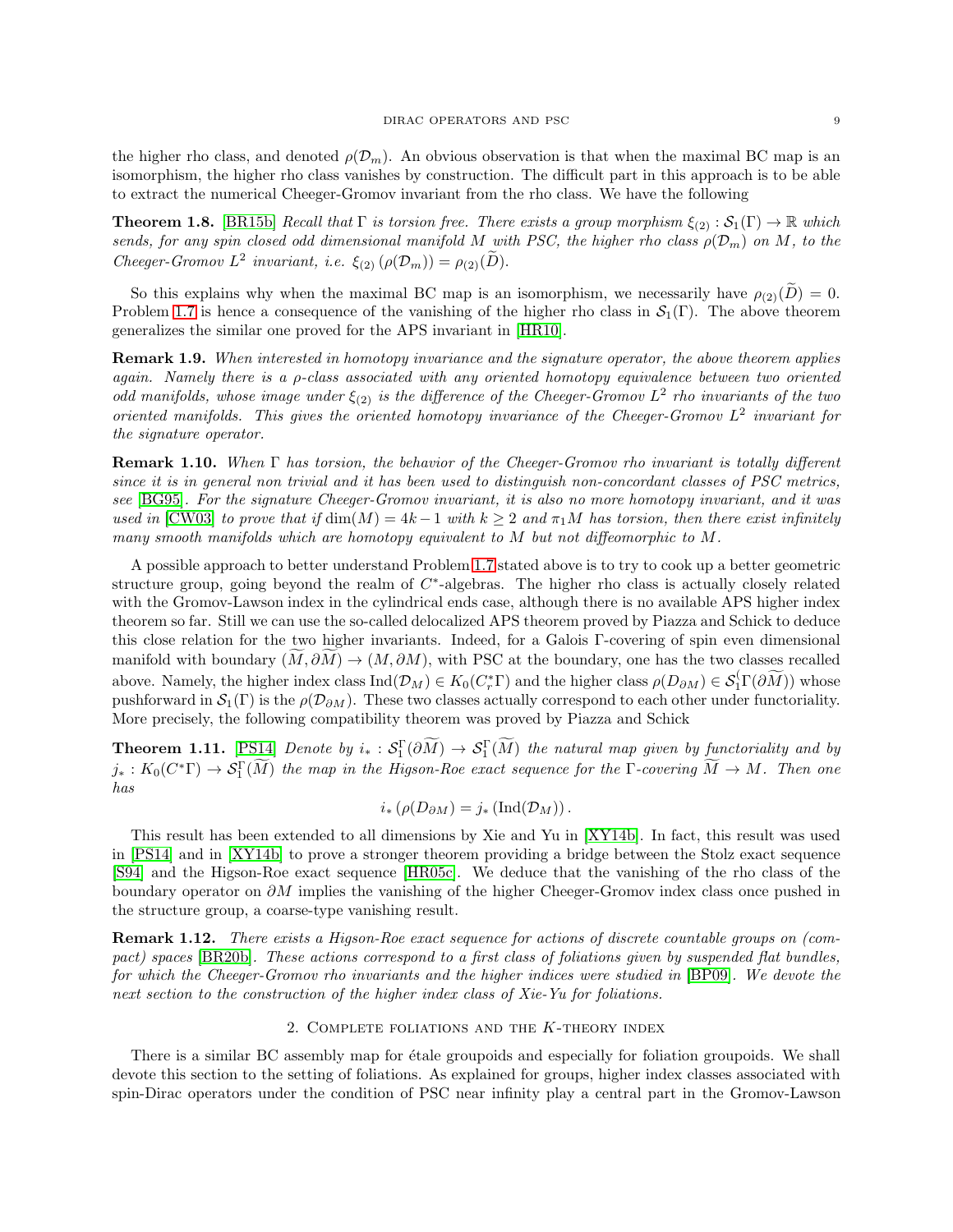the higher rho class, and denoted $\rho(\mathcal{D}_m)$. An obvious observation is that when the maximal BC map is an isomorphism, the higher rho class vanishes by construction. The difficult part in this approach is to be able to extract the numerical Cheeger-Gromov invariant from the rho class. We have the following

**Theorem 1.8.** [BR15b] *Recall that $\Gamma$ is torsion free. There exists a group morphism $\xi_{(2)} : \mathcal{S}_1(\Gamma) \to \mathbb{R}$ which sends, for any spin closed odd dimensional manifold $M$ with PSC, the higher rho class $\rho(\mathcal{D}_m)$ on $M$, to the Cheeger-Gromov $L^2$ invariant, i.e. $\xi_{(2)}(\rho(\mathcal{D}_m)) = \rho_{(2)}(\widetilde{D})$.*

So this explains why when the maximal BC map is an isomorphism, we necessarily have $\rho_{(2)}(\widetilde{D}) = 0$. Problem 1.7 is hence a consequence of the vanishing of the higher rho class in $\mathcal{S}_1(\Gamma)$. The above theorem generalizes the similar one proved for the APS invariant in [HR10].

**Remark 1.9.** *When interested in homotopy invariance and the signature operator, the above theorem applies again. Namely there is a $\rho$-class associated with any oriented homotopy equivalence between two oriented odd manifolds, whose image under $\xi_{(2)}$ is the difference of the Cheeger-Gromov $L^2$ rho invariants of the two oriented manifolds. This gives the oriented homotopy invariance of the Cheeger-Gromov $L^2$ invariant for the signature operator.*

**Remark 1.10.** *When $\Gamma$ has torsion, the behavior of the Cheeger-Gromov rho invariant is totally different since it is in general non trivial and it has been used to distinguish non-concordant classes of PSC metrics, see [BG95]. For the signature Cheeger-Gromov invariant, it is also no more homotopy invariant, and it was used in [CW03] to prove that if $\dim(M) = 4k-1$ with $k \geq 2$ and $\pi_1 M$ has torsion, then there exist infinitely many smooth manifolds which are homotopy equivalent to $M$ but not diffeomorphic to $M$.*

A possible approach to better understand Problem 1.7 stated above is to try to cook up a better geometric structure group, going beyond the realm of $C^*$-algebras. The higher rho class is actually closely related with the Gromov-Lawson index in the cylindrical ends case, although there is no available APS higher index theorem so far. Still we can use the so-called delocalized APS theorem proved by Piazza and Schick to deduce this close relation for the two higher invariants. Indeed, for a Galois $\Gamma$-covering of spin even dimensional manifold with boundary $(\widetilde{M}, \partial\widetilde{M}) \to (M, \partial M)$, with PSC at the boundary, one has the two classes recalled above. Namely, the higher index class $\mathrm{Ind}(\mathcal{D}_M) \in K_0(C_r^*\Gamma)$ and the higher class $\rho(D_{\partial M}) \in \mathcal{S}_1^{(}\Gamma(\partial\widetilde{M}))$ whose pushforward in $\mathcal{S}_1(\Gamma)$ is the $\rho(\mathcal{D}_{\partial M})$. These two classes actually correspond to each other under functoriality. More precisely, the following compatibility theorem was proved by Piazza and Schick

**Theorem 1.11.** [PS14] *Denote by $i_* : \mathcal{S}_1^\Gamma(\partial\widetilde{M}) \to \mathcal{S}_1^\Gamma(\widetilde{M})$ the natural map given by functoriality and by $j_* : K_0(C^*\Gamma) \to \mathcal{S}_1^\Gamma(\widetilde{M})$ the map in the Higson-Roe exact sequence for the $\Gamma$-covering $\widetilde{M} \to M$. Then one has*

$$i_*(\rho(D_{\partial M}) = j_*(\mathrm{Ind}(\mathcal{D}_M)).$$

This result has been extended to all dimensions by Xie and Yu in [XY14b]. In fact, this result was used in [PS14] and in [XY14b] to prove a stronger theorem providing a bridge between the Stolz exact sequence [S94] and the Higson-Roe exact sequence [HR05c]. We deduce that the vanishing of the rho class of the boundary operator on $\partial M$ implies the vanishing of the higher Cheeger-Gromov index class once pushed in the structure group, a coarse-type vanishing result.

**Remark 1.12.** *There exists a Higson-Roe exact sequence for actions of discrete countable groups on (compact) spaces [BR20b]. These actions correspond to a first class of foliations given by suspended flat bundles, for which the Cheeger-Gromov rho invariants and the higher indices were studied in [BP09]. We devote the next section to the construction of the higher index class of Xie-Yu for foliations.*

## 2. Complete foliations and the $K$-theory index

There is a similar BC assembly map for étale groupoids and especially for foliation groupoids. We shall devote this section to the setting of foliations. As explained for groups, higher index classes associated with spin-Dirac operators under the condition of PSC near infinity play a central part in the Gromov-Lawson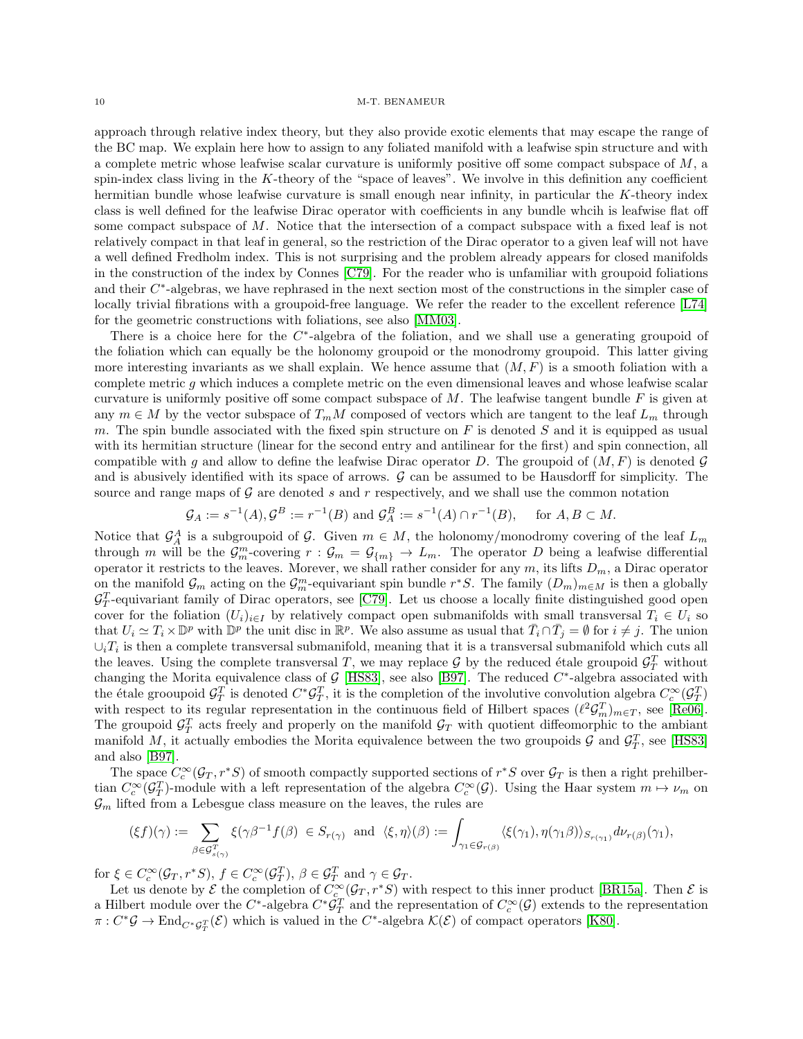approach through relative index theory, but they also provide exotic elements that may escape the range of the BC map. We explain here how to assign to any foliated manifold with a leafwise spin structure and with a complete metric whose leafwise scalar curvature is uniformly positive off some compact subspace of $M$, a spin-index class living in the $K$-theory of the "space of leaves". We involve in this definition any coefficient hermitian bundle whose leafwise curvature is small enough near infinity, in particular the $K$-theory index class is well defined for the leafwise Dirac operator with coefficients in any bundle whcih is leafwise flat off some compact subspace of $M$. Notice that the intersection of a compact subspace with a fixed leaf is not relatively compact in that leaf in general, so the restriction of the Dirac operator to a given leaf will not have a well defined Fredholm index. This is not surprising and the problem already appears for closed manifolds in the construction of the index by Connes [C79]. For the reader who is unfamiliar with groupoid foliations and their $C^*$-algebras, we have rephrased in the next section most of the constructions in the simpler case of locally trivial fibrations with a groupoid-free language. We refer the reader to the excellent reference [L74] for the geometric constructions with foliations, see also [MM03].

There is a choice here for the $C^*$-algebra of the foliation, and we shall use a generating groupoid of the foliation which can equally be the holonomy groupoid or the monodromy groupoid. This latter giving more interesting invariants as we shall explain. We hence assume that $(M, F)$ is a smooth foliation with a complete metric $g$ which induces a complete metric on the even dimensional leaves and whose leafwise scalar curvature is uniformly positive off some compact subspace of $M$. The leafwise tangent bundle $F$ is given at any $m \in M$ by the vector subspace of $T_mM$ composed of vectors which are tangent to the leaf $L_m$ through $m$. The spin bundle associated with the fixed spin structure on $F$ is denoted $S$ and it is equipped as usual with its hermitian structure (linear for the second entry and antilinear for the first) and spin connection, all compatible with $g$ and allow to define the leafwise Dirac operator $D$. The groupoid of $(M, F)$ is denoted $\mathcal{G}$ and is abusively identified with its space of arrows. $\mathcal{G}$ can be assumed to be Hausdorff for simplicity. The source and range maps of $\mathcal{G}$ are denoted $s$ and $r$ respectively, and we shall use the common notation

$$\mathcal{G}_A := s^{-1}(A), \mathcal{G}^B := r^{-1}(B) \text{ and } \mathcal{G}_A^B := s^{-1}(A) \cap r^{-1}(B), \quad \text{ for } A, B \subset M.$$

Notice that $\mathcal{G}_A^A$ is a subgroupoid of $\mathcal{G}$. Given $m \in M$, the holonomy/monodromy covering of the leaf $L_m$ through $m$ will be the $\mathcal{G}_m^m$-covering $r : \mathcal{G}_m = \mathcal{G}_{\{m\}} \to L_m$. The operator $D$ being a leafwise differential operator it restricts to the leaves. Morever, we shall rather consider for any $m$, its lifts $D_m$, a Dirac operator on the manifold $\mathcal{G}_m$ acting on the $\mathcal{G}_m^m$-equivariant spin bundle $r^*S$. The family $(D_m)_{m\in M}$ is then a globally $\mathcal{G}_T^T$-equivariant family of Dirac operators, see [C79]. Let us choose a locally finite distinguished good open cover for the foliation $(U_i)_{i\in I}$ by relatively compact open submanifolds with small transversal $T_i \in U_i$ so that $U_i \simeq T_i \times \mathbb{D}^p$ with $\mathbb{D}^p$ the unit disc in $\mathbb{R}^p$. We also assume as usual that $\bar{T}_i \cap \bar{T}_j = \emptyset$ for $i \neq j$. The union $\cup_i T_i$ is then a complete transversal submanifold, meaning that it is a transversal submanifold which cuts all the leaves. Using the complete transversal $T$, we may replace $\mathcal{G}$ by the reduced étale groupoid $\mathcal{G}_T^T$ without changing the Morita equivalence class of $\mathcal{G}$ [HS83], see also [B97]. The reduced $C^*$-algebra associated with the étale grooupoid $\mathcal{G}_T^T$ is denoted $C^*\mathcal{G}_T^T$, it is the completion of the involutive convolution algebra $C_c^\infty(\mathcal{G}_T^T)$ with respect to its regular representation in the continuous field of Hilbert spaces $(\ell^2\mathcal{G}_m^T)_{m\in T}$, see [Re06]. The groupoid $\mathcal{G}_T^T$ acts freely and properly on the manifold $\mathcal{G}_T$ with quotient diffeomorphic to the ambiant manifold $M$, it actually embodies the Morita equivalence between the two groupoids $\mathcal{G}$ and $\mathcal{G}_T^T$, see [HS83] and also [B97].

The space $C_c^\infty(\mathcal{G}_T, r^*S)$ of smooth compactly supported sections of $r^*S$ over $\mathcal{G}_T$ is then a right prehilbertian $C_c^\infty(\mathcal{G}_T^T)$-module with a left representation of the algebra $C_c^\infty(\mathcal{G})$. Using the Haar system $m \mapsto \nu_m$ on $\mathcal{G}_m$ lifted from a Lebesgue class measure on the leaves, the rules are

$$(\xi f)(\gamma) := \sum_{\beta \in \mathcal{G}^T_{s(\gamma)}} \xi(\gamma\beta^{-1} f(\beta) \ \in S_{r(\gamma)} \ \text{ and } \ \langle \xi, \eta\rangle(\beta) := \int_{\gamma_1 \in \mathcal{G}_{r(\beta)}} \langle \xi(\gamma_1), \eta(\gamma_1\beta)\rangle_{S_{r(\gamma_1)}} d\nu_{r(\beta)}(\gamma_1),$$

for $\xi \in C_c^\infty(\mathcal{G}_T, r^*S)$, $f \in C_c^\infty(\mathcal{G}_T^T)$, $\beta \in \mathcal{G}_T^T$ and $\gamma \in \mathcal{G}_T$.

Let us denote by $\mathcal{E}$ the completion of $C_c^\infty(\mathcal{G}_T, r^*S)$ with respect to this inner product [BR15a]. Then $\mathcal{E}$ is a Hilbert module over the $C^*$-algebra $C^*\mathcal{G}_T^T$ and the representation of $C_c^\infty(\mathcal{G})$ extends to the representation $\pi : C^*\mathcal{G} \to \mathrm{End}_{C^*\mathcal{G}_T^T}(\mathcal{E})$ which is valued in the $C^*$-algebra $\mathcal{K}(\mathcal{E})$ of compact operators [K80].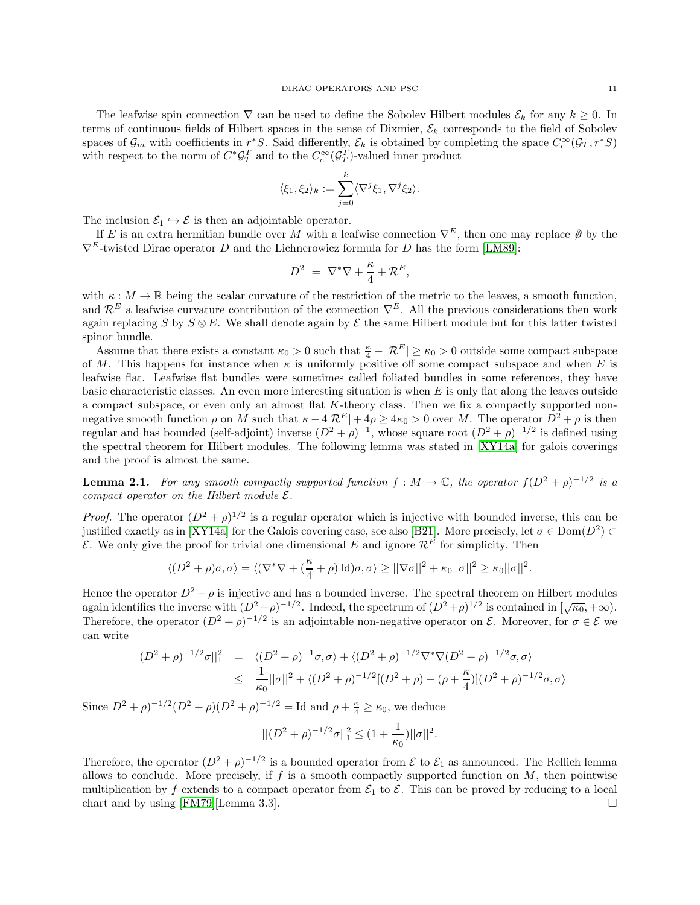The leafwise spin connection $\nabla$ can be used to define the Sobolev Hilbert modules $\mathcal{E}_k$ for any $k \geq 0$. In terms of continuous fields of Hilbert spaces in the sense of Dixmier, $\mathcal{E}_k$ corresponds to the field of Sobolev spaces of $\mathcal{G}_m$ with coefficients in $r^*S$. Said differently, $\mathcal{E}_k$ is obtained by completing the space $C_c^\infty(\mathcal{G}_T, r^*S)$ with respect to the norm of $C^*\mathcal{G}_T^T$ and to the $C_c^\infty(\mathcal{G}_T^T)$-valued inner product

$$\langle \xi_1, \xi_2 \rangle_k := \sum_{j=0}^{k} \langle \nabla^j \xi_1, \nabla^j \xi_2 \rangle.$$

The inclusion $\mathcal{E}_1 \hookrightarrow \mathcal{E}$ is then an adjointable operator.

If $E$ is an extra hermitian bundle over $M$ with a leafwise connection $\nabla^E$, then one may replace $\partial\!\!\!/$ by the $\nabla^E$-twisted Dirac operator $D$ and the Lichnerowicz formula for $D$ has the form [LM89]:

$$D^2 \;=\; \nabla^*\nabla + \frac{\kappa}{4} + \mathcal{R}^E,$$

with $\kappa : M \to \mathbb{R}$ being the scalar curvature of the restriction of the metric to the leaves, a smooth function, and $\mathcal{R}^E$ a leafwise curvature contribution of the connection $\nabla^E$. All the previous considerations then work again replacing $S$ by $S \otimes E$. We shall denote again by $\mathcal{E}$ the same Hilbert module but for this latter twisted spinor bundle.

Assume that there exists a constant $\kappa_0 > 0$ such that $\frac{\kappa}{4} - |\mathcal{R}^E| \geq \kappa_0 > 0$ outside some compact subspace of $M$. This happens for instance when $\kappa$ is uniformly positive off some compact subspace and when $E$ is leafwise flat. Leafwise flat bundles were sometimes called foliated bundles in some references, they have basic characteristic classes. An even more interesting situation is when $E$ is only flat along the leaves outside a compact subspace, or even only an almost flat $K$-theory class. Then we fix a compactly supported non-negative smooth function $\rho$ on $M$ such that $\kappa - 4|\mathcal{R}^E| + 4\rho \geq 4\kappa_0 > 0$ over $M$. The operator $D^2 + \rho$ is then regular and has bounded (self-adjoint) inverse $(D^2 + \rho)^{-1}$, whose square root $(D^2 + \rho)^{-1/2}$ is defined using the spectral theorem for Hilbert modules. The following lemma was stated in [XY14a] for galois coverings and the proof is almost the same.

**Lemma 2.1.** *For any smooth compactly supported function $f : M \to \mathbb{C}$, the operator $f(D^2 + \rho)^{-1/2}$ is a compact operator on the Hilbert module $\mathcal{E}$.*

*Proof.* The operator $(D^2 + \rho)^{1/2}$ is a regular operator which is injective with bounded inverse, this can be justified exactly as in [XY14a] for the Galois covering case, see also [B21]. More precisely, let $\sigma \in \mathrm{Dom}(D^2) \subset \mathcal{E}$. We only give the proof for trivial one dimensional $E$ and ignore $\mathcal{R}^E$ for simplicity. Then

$$\langle (D^2 + \rho)\sigma, \sigma \rangle = \langle (\nabla^*\nabla + (\frac{\kappa}{4} + \rho)\,\mathrm{Id})\sigma, \sigma \rangle \geq ||\nabla\sigma||^2 + \kappa_0 ||\sigma||^2 \geq \kappa_0 ||\sigma||^2.$$

Hence the operator $D^2 + \rho$ is injective and has a bounded inverse. The spectral theorem on Hilbert modules again identifies the inverse with $(D^2+\rho)^{-1/2}$. Indeed, the spectrum of $(D^2+\rho)^{1/2}$ is contained in $[\sqrt{\kappa_0}, +\infty)$. Therefore, the operator $(D^2 + \rho)^{-1/2}$ is an adjointable non-negative operator on $\mathcal{E}$. Moreover, for $\sigma \in \mathcal{E}$ we can write

$$\begin{aligned}
||(D^2 + \rho)^{-1/2}\sigma||_1^2 &= \langle (D^2 + \rho)^{-1}\sigma, \sigma \rangle + \langle (D^2 + \rho)^{-1/2}\nabla^*\nabla(D^2 + \rho)^{-1/2}\sigma, \sigma \rangle \\
&\leq \frac{1}{\kappa_0}||\sigma||^2 + \langle (D^2 + \rho)^{-1/2}[(D^2 + \rho) - (\rho + \frac{\kappa}{4})](D^2 + \rho)^{-1/2}\sigma, \sigma \rangle
\end{aligned}$$

Since $D^2 + \rho)^{-1/2}(D^2 + \rho)(D^2 + \rho)^{-1/2} = \mathrm{Id}$ and $\rho + \frac{\kappa}{4} \geq \kappa_0$, we deduce

$$||(D^2 + \rho)^{-1/2}\sigma||_1^2 \leq (1 + \frac{1}{\kappa_0})||\sigma||^2.$$

Therefore, the operator $(D^2 + \rho)^{-1/2}$ is a bounded operator from $\mathcal{E}$ to $\mathcal{E}_1$ as announced. The Rellich lemma allows to conclude. More precisely, if $f$ is a smooth compactly supported function on $M$, then pointwise multiplication by $f$ extends to a compact operator from $\mathcal{E}_1$ to $\mathcal{E}$. This can be proved by reducing to a local chart and by using [FM79][Lemma 3.3]. $\square$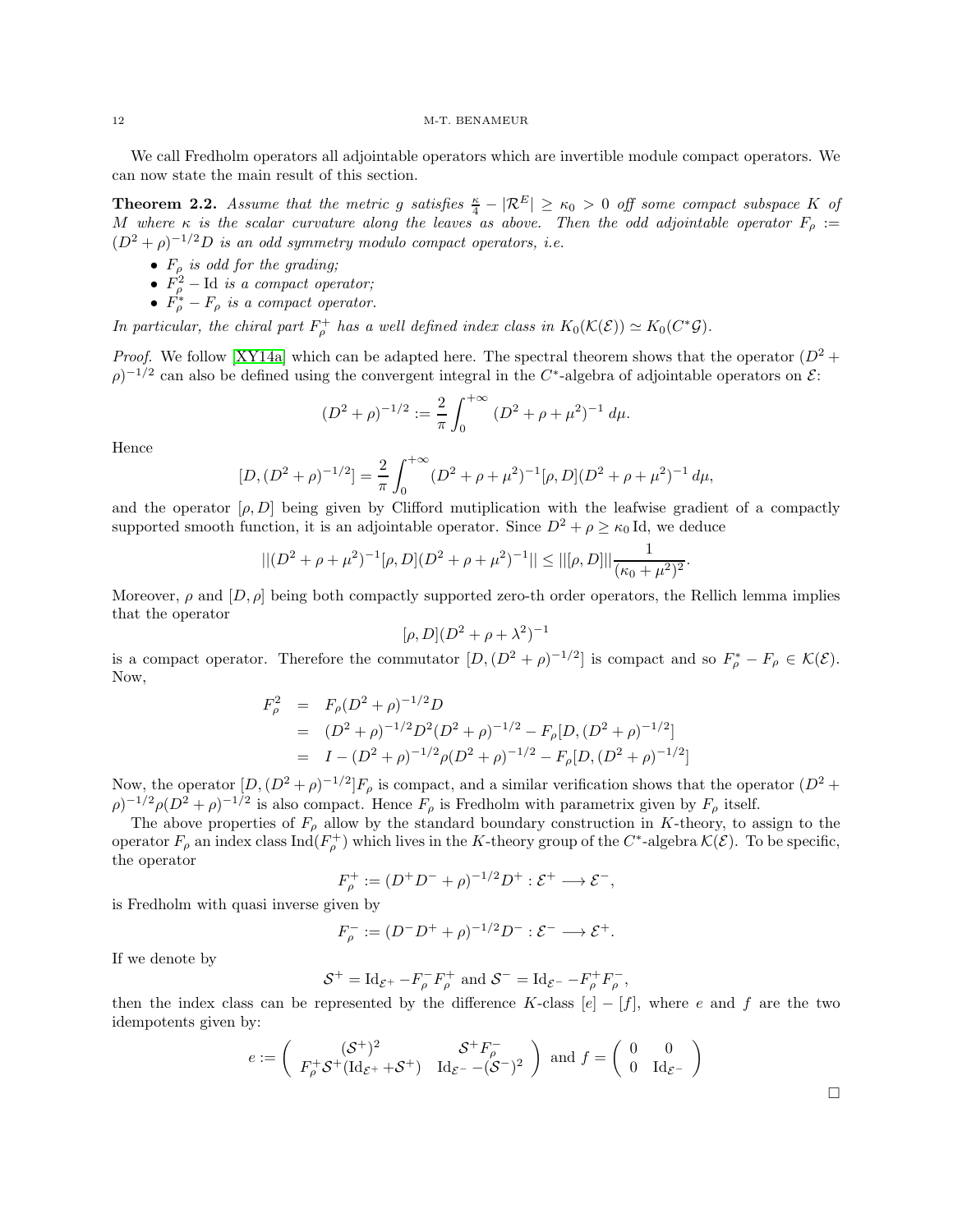We call Fredholm operators all adjointable operators which are invertible module compact operators. We can now state the main result of this section.

**Theorem 2.2.** *Assume that the metric $g$ satisfies $\frac{\kappa}{4} - |\mathcal{R}^E| \geq \kappa_0 > 0$ off some compact subspace $K$ of $M$ where $\kappa$ is the scalar curvature along the leaves as above. Then the odd adjointable operator $F_\rho := (D^2+\rho)^{-1/2}D$ is an odd symmetry modulo compact operators, i.e.*

- *$F_\rho$ is odd for the grading;*
- *$F_\rho^2 - \mathrm{Id}$ is a compact operator;*
- *$F_\rho^* - F_\rho$ is a compact operator.*

*In particular, the chiral part $F_\rho^+$ has a well defined index class in $K_0(\mathcal{K}(\mathcal{E})) \simeq K_0(C^*\mathcal{G})$.*

*Proof.* We follow [XY14a] which can be adapted here. The spectral theorem shows that the operator $(D^2 + \rho)^{-1/2}$ can also be defined using the convergent integral in the $C^*$-algebra of adjointable operators on $\mathcal{E}$:

$$(D^2+\rho)^{-1/2} := \frac{2}{\pi}\int_0^{+\infty} (D^2+\rho+\mu^2)^{-1}\, d\mu.$$

Hence

$$[D,(D^2+\rho)^{-1/2}] = \frac{2}{\pi}\int_0^{+\infty} (D^2+\rho+\mu^2)^{-1}[\rho, D](D^2+\rho+\mu^2)^{-1}\, d\mu,$$

and the operator $[\rho, D]$ being given by Clifford mutiplication with the leafwise gradient of a compactly supported smooth function, it is an adjointable operator. Since $D^2 + \rho \geq \kappa_0 \,\mathrm{Id}$, we deduce

$$||(D^2+\rho+\mu^2)^{-1}[\rho, D](D^2+\rho+\mu^2)^{-1}|| \leq ||[\rho, D]|| \frac{1}{(\kappa_0+\mu^2)^2}.$$

Moreover, $\rho$ and $[D,\rho]$ being both compactly supported zero-th order operators, the Rellich lemma implies that the operator

$$[\rho, D](D^2+\rho+\lambda^2)^{-1}$$

is a compact operator. Therefore the commutator $[D,(D^2+\rho)^{-1/2}]$ is compact and so $F_\rho^* - F_\rho \in \mathcal{K}(\mathcal{E})$. Now,

$$\begin{aligned}
F_\rho^2 &= F_\rho (D^2+\rho)^{-1/2}D \\
&= (D^2+\rho)^{-1/2}D^2(D^2+\rho)^{-1/2} - F_\rho[D,(D^2+\rho)^{-1/2}] \\
&= I - (D^2+\rho)^{-1/2}\rho(D^2+\rho)^{-1/2} - F_\rho[D,(D^2+\rho)^{-1/2}]
\end{aligned}$$

Now, the operator $[D,(D^2+\rho)^{-1/2}]F_\rho$ is compact, and a similar verification shows that the operator $(D^2+\rho)^{-1/2}\rho(D^2+\rho)^{-1/2}$ is also compact. Hence $F_\rho$ is Fredholm with parametrix given by $F_\rho$ itself.

The above properties of $F_\rho$ allow by the standard boundary construction in $K$-theory, to assign to the operator $F_\rho$ an index class $\mathrm{Ind}(F_\rho^+)$ which lives in the $K$-theory group of the $C^*$-algebra $\mathcal{K}(\mathcal{E})$. To be specific, the operator

$$F_\rho^+ := (D^+D^- + \rho)^{-1/2}D^+ : \mathcal{E}^+ \longrightarrow \mathcal{E}^-,$$

is Fredholm with quasi inverse given by

$$F_\rho^- := (D^-D^+ + \rho)^{-1/2}D^- : \mathcal{E}^- \longrightarrow \mathcal{E}^+.$$

If we denote by

$$\mathcal{S}^+ = \mathrm{Id}_{\mathcal{E}^+} - F_\rho^- F_\rho^+ \text{ and } \mathcal{S}^- = \mathrm{Id}_{\mathcal{E}^-} - F_\rho^+ F_\rho^-,$$

then the index class can be represented by the difference $K$-class $[e]-[f]$, where $e$ and $f$ are the two idempotents given by:

$$e := \begin{pmatrix} (\mathcal{S}^+)^2 & \mathcal{S}^+F_\rho^- \\ F_\rho^+\mathcal{S}^+(\mathrm{Id}_{\mathcal{E}^+} + \mathcal{S}^+) & \mathrm{Id}_{\mathcal{E}^-} - (\mathcal{S}^-)^2 \end{pmatrix} \text{ and } f = \begin{pmatrix} 0 & 0 \\ 0 & \mathrm{Id}_{\mathcal{E}^-} \end{pmatrix}$$

□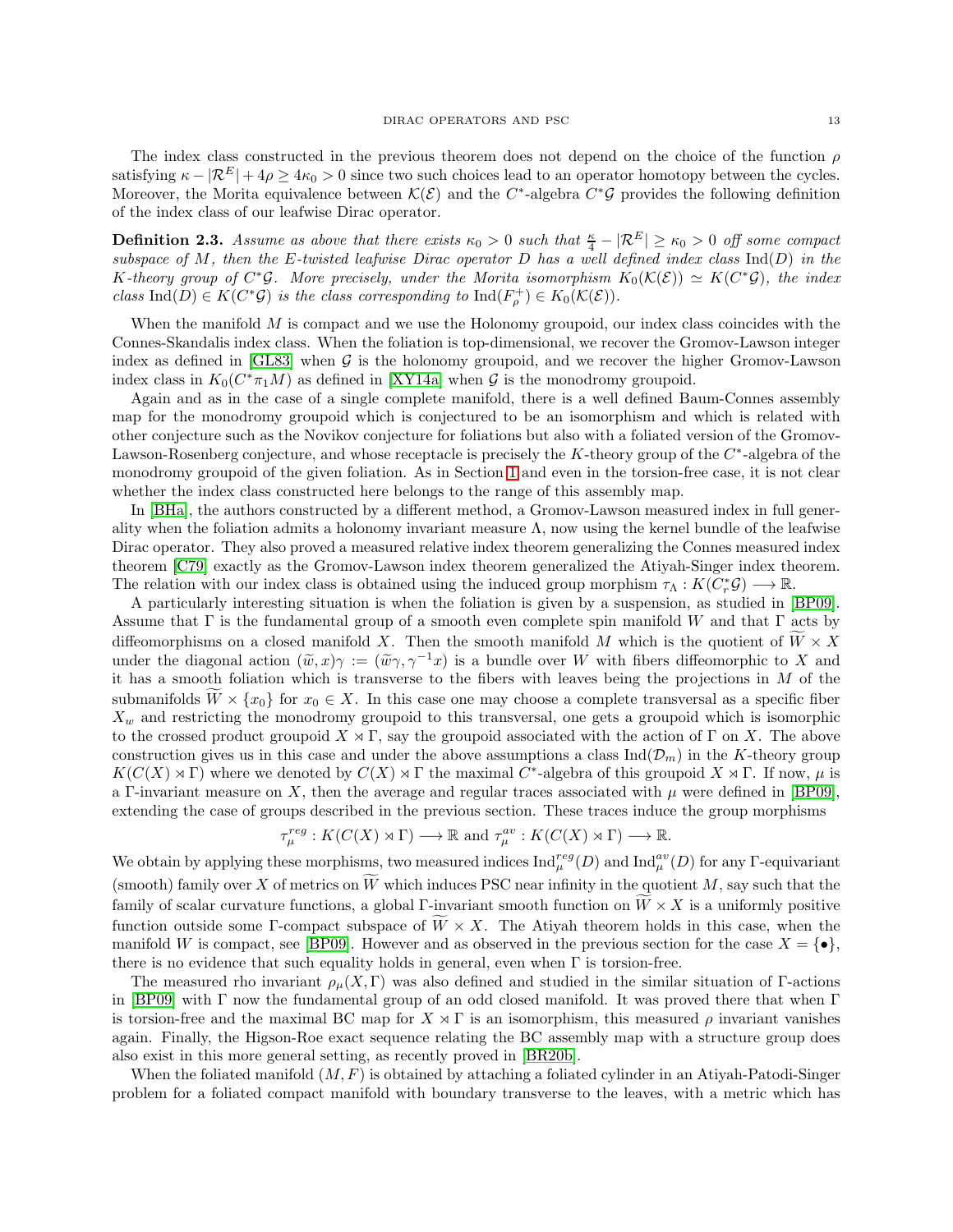The index class constructed in the previous theorem does not depend on the choice of the function $\rho$ satisfying $\kappa - |\mathcal{R}^E| + 4\rho \geq 4\kappa_0 > 0$ since two such choices lead to an operator homotopy between the cycles. Moreover, the Morita equivalence between $\mathcal{K}(\mathcal{E})$ and the $C^*$-algebra $C^*\mathcal{G}$ provides the following definition of the index class of our leafwise Dirac operator.

**Definition 2.3.** *Assume as above that there exists $\kappa_0 > 0$ such that $\frac{\kappa}{4} - |\mathcal{R}^E| \geq \kappa_0 > 0$ off some compact subspace of $M$, then the $E$-twisted leafwise Dirac operator $D$ has a well defined index class $\mathrm{Ind}(D)$ in the $K$-theory group of $C^*\mathcal{G}$. More precisely, under the Morita isomorphism $K_0(\mathcal{K}(\mathcal{E})) \simeq K(C^*\mathcal{G})$, the index class $\mathrm{Ind}(D) \in K(C^*\mathcal{G})$ is the class corresponding to $\mathrm{Ind}(F_\rho^+) \in K_0(\mathcal{K}(\mathcal{E}))$.*

When the manifold $M$ is compact and we use the Holonomy groupoid, our index class coincides with the Connes-Skandalis index class. When the foliation is top-dimensional, we recover the Gromov-Lawson integer index as defined in [GL83] when $\mathcal{G}$ is the holonomy groupoid, and we recover the higher Gromov-Lawson index class in $K_0(C^*\pi_1 M)$ as defined in [XY14a] when $\mathcal{G}$ is the monodromy groupoid.

Again and as in the case of a single complete manifold, there is a well defined Baum-Connes assembly map for the monodromy groupoid which is conjectured to be an isomorphism and which is related with other conjecture such as the Novikov conjecture for foliations but also with a foliated version of the Gromov-Lawson-Rosenberg conjecture, and whose receptacle is precisely the $K$-theory group of the $C^*$-algebra of the monodromy groupoid of the given foliation. As in Section 1 and even in the torsion-free case, it is not clear whether the index class constructed here belongs to the range of this assembly map.

In [BHa], the authors constructed by a different method, a Gromov-Lawson measured index in full generality when the foliation admits a holonomy invariant measure $\Lambda$, now using the kernel bundle of the leafwise Dirac operator. They also proved a measured relative index theorem generalizing the Connes measured index theorem [C79] exactly as the Gromov-Lawson index theorem generalized the Atiyah-Singer index theorem. The relation with our index class is obtained using the induced group morphism $\tau_\Lambda : K(C_r^*\mathcal{G}) \longrightarrow \mathbb{R}$.

A particularly interesting situation is when the foliation is given by a suspension, as studied in [BP09]. Assume that $\Gamma$ is the fundamental group of a smooth even complete spin manifold $W$ and that $\Gamma$ acts by diffeomorphisms on a closed manifold $X$. Then the smooth manifold $M$ which is the quotient of $\widetilde{W} \times X$ under the diagonal action $(\widetilde{w}, x)\gamma := (\widetilde{w}\gamma, \gamma^{-1}x)$ is a bundle over $W$ with fibers diffeomorphic to $X$ and it has a smooth foliation which is transverse to the fibers with leaves being the projections in $M$ of the submanifolds $\widetilde{W} \times \{x_0\}$ for $x_0 \in X$. In this case one may choose a complete transversal as a specific fiber $X_w$ and restricting the monodromy groupoid to this transversal, one gets a groupoid which is isomorphic to the crossed product groupoid $X \rtimes \Gamma$, say the groupoid associated with the action of $\Gamma$ on $X$. The above construction gives us in this case and under the above assumptions a class $\mathrm{Ind}(\mathcal{D}_m)$ in the $K$-theory group $K(C(X) \rtimes \Gamma)$ where we denoted by $C(X) \rtimes \Gamma$ the maximal $C^*$-algebra of this groupoid $X \rtimes \Gamma$. If now, $\mu$ is a $\Gamma$-invariant measure on $X$, then the average and regular traces associated with $\mu$ were defined in [BP09], extending the case of groups described in the previous section. These traces induce the group morphisms

$$\tau_\mu^{reg} : K(C(X) \rtimes \Gamma) \longrightarrow \mathbb{R} \text{ and } \tau_\mu^{av} : K(C(X) \rtimes \Gamma) \longrightarrow \mathbb{R}.$$

We obtain by applying these morphisms, two measured indices $\mathrm{Ind}_\mu^{reg}(D)$ and $\mathrm{Ind}_\mu^{av}(D)$ for any $\Gamma$-equivariant (smooth) family over $X$ of metrics on $\widetilde{W}$ which induces PSC near infinity in the quotient $M$, say such that the family of scalar curvature functions, a global $\Gamma$-invariant smooth function on $\widetilde{W} \times X$ is a uniformly positive function outside some $\Gamma$-compact subspace of $\widetilde{W} \times X$. The Atiyah theorem holds in this case, when the manifold $W$ is compact, see [BP09]. However and as observed in the previous section for the case $X = \{\bullet\}$, there is no evidence that such equality holds in general, even when $\Gamma$ is torsion-free.

The measured rho invariant $\rho_\mu(X, \Gamma)$ was also defined and studied in the similar situation of $\Gamma$-actions in [BP09] with $\Gamma$ now the fundamental group of an odd closed manifold. It was proved there that when $\Gamma$ is torsion-free and the maximal BC map for $X \rtimes \Gamma$ is an isomorphism, this measured $\rho$ invariant vanishes again. Finally, the Higson-Roe exact sequence relating the BC assembly map with a structure group does also exist in this more general setting, as recently proved in [BR20b].

When the foliated manifold $(M, F)$ is obtained by attaching a foliated cylinder in an Atiyah-Patodi-Singer problem for a foliated compact manifold with boundary transverse to the leaves, with a metric which has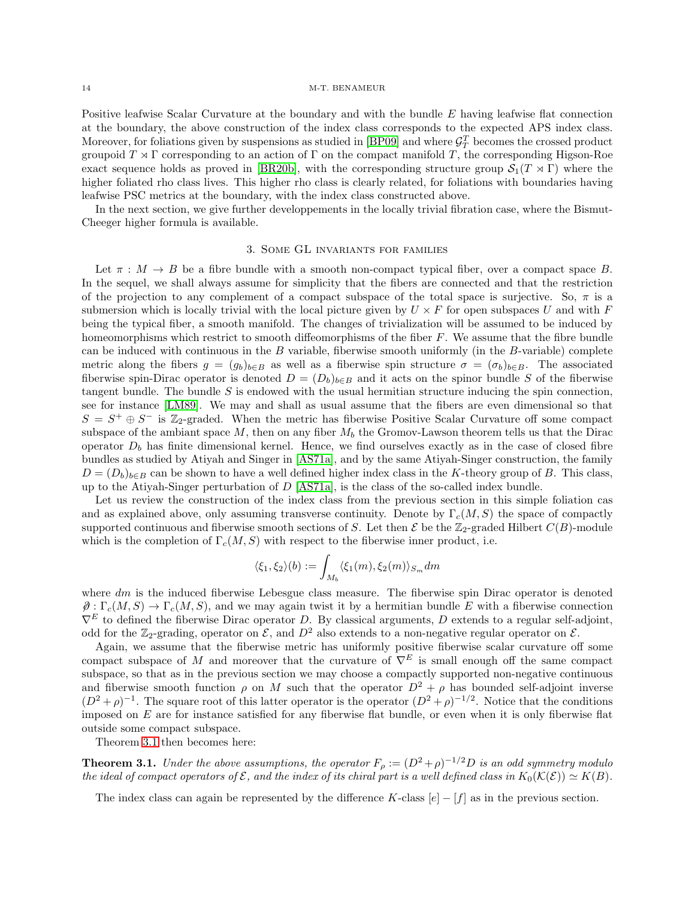Positive leafwise Scalar Curvature at the boundary and with the bundle $E$ having leafwise flat connection at the boundary, the above construction of the index class corresponds to the expected APS index class. Moreover, for foliations given by suspensions as studied in [BP09] and where $\mathcal{G}_T^T$ becomes the crossed product groupoid $T \rtimes \Gamma$ corresponding to an action of $\Gamma$ on the compact manifold $T$, the corresponding Higson-Roe exact sequence holds as proved in [BR20b], with the corresponding structure group $\mathcal{S}_1(T \rtimes \Gamma)$ where the higher foliated rho class lives. This higher rho class is clearly related, for foliations with boundaries having leafwise PSC metrics at the boundary, with the index class constructed above.

In the next section, we give further developpements in the locally trivial fibration case, where the Bismut-Cheeger higher formula is available.

## 3. Some GL invariants for families

Let $\pi : M \to B$ be a fibre bundle with a smooth non-compact typical fiber, over a compact space $B$. In the sequel, we shall always assume for simplicity that the fibers are connected and that the restriction of the projection to any complement of a compact subspace of the total space is surjective. So, $\pi$ is a submersion which is locally trivial with the local picture given by $U \times F$ for open subspaces $U$ and with $F$ being the typical fiber, a smooth manifold. The changes of trivialization will be assumed to be induced by homeomorphisms which restrict to smooth diffeomorphisms of the fiber $F$. We assume that the fibre bundle can be induced with continuous in the $B$ variable, fiberwise smooth uniformly (in the $B$-variable) complete metric along the fibers $g = (g_b)_{b\in B}$ as well as a fiberwise spin structure $\sigma = (\sigma_b)_{b\in B}$. The associated fiberwise spin-Dirac operator is denoted $D = (D_b)_{b\in B}$ and it acts on the spinor bundle $S$ of the fiberwise tangent bundle. The bundle $S$ is endowed with the usual hermitian structure inducing the spin connection, see for instance [LM89]. We may and shall as usual assume that the fibers are even dimensional so that $S = S^+ \oplus S^-$ is $\mathbb{Z}_2$-graded. When the metric has fiberwise Positive Scalar Curvature off some compact subspace of the ambiant space $M$, then on any fiber $M_b$ the Gromov-Lawson theorem tells us that the Dirac operator $D_b$ has finite dimensional kernel. Hence, we find ourselves exactly as in the case of closed fibre bundles as studied by Atiyah and Singer in [AS71a], and by the same Atiyah-Singer construction, the family $D = (D_b)_{b\in B}$ can be shown to have a well defined higher index class in the $K$-theory group of $B$. This class, up to the Atiyah-Singer perturbation of $D$ [AS71a], is the class of the so-called index bundle.

Let us review the construction of the index class from the previous section in this simple foliation cas and as explained above, only assuming transverse continuity. Denote by $\Gamma_c(M, S)$ the space of compactly supported continuous and fiberwise smooth sections of $S$. Let then $\mathcal{E}$ be the $\mathbb{Z}_2$-graded Hilbert $C(B)$-module which is the completion of $\Gamma_c(M, S)$ with respect to the fiberwise inner product, i.e.

$$\langle \xi_1, \xi_2 \rangle (b) := \int_{M_b} \langle \xi_1(m), \xi_2(m) \rangle_{S_m} dm$$

where $dm$ is the induced fiberwise Lebesgue class measure. The fiberwise spin Dirac operator is denoted $\partial\!\!\!/ : \Gamma_c(M, S) \to \Gamma_c(M, S)$, and we may again twist it by a hermitian bundle $E$ with a fiberwise connection $\nabla^E$ to defined the fiberwise Dirac operator $D$. By classical arguments, $D$ extends to a regular self-adjoint, odd for the $\mathbb{Z}_2$-grading, operator on $\mathcal{E}$, and $D^2$ also extends to a non-negative regular operator on $\mathcal{E}$.

Again, we assume that the fiberwise metric has uniformly positive fiberwise scalar curvature off some compact subspace of $M$ and moreover that the curvature of $\nabla^E$ is small enough off the same compact subspace, so that as in the previous section we may choose a compactly supported non-negative continuous and fiberwise smooth function $\rho$ on $M$ such that the operator $D^2 + \rho$ has bounded self-adjoint inverse $(D^2 + \rho)^{-1}$. The square root of this latter operator is the operator $(D^2 + \rho)^{-1/2}$. Notice that the conditions imposed on $E$ are for instance satisfied for any fiberwise flat bundle, or even when it is only fiberwise flat outside some compact subspace.

Theorem 3.1 then becomes here:

**Theorem 3.1.** *Under the above assumptions, the operator $F_\rho := (D^2 + \rho)^{-1/2} D$ is an odd symmetry modulo the ideal of compact operators of $\mathcal{E}$, and the index of its chiral part is a well defined class in $K_0(\mathcal{K}(\mathcal{E})) \simeq K(B)$.*

The index class can again be represented by the difference $K$-class $[e] - [f]$ as in the previous section.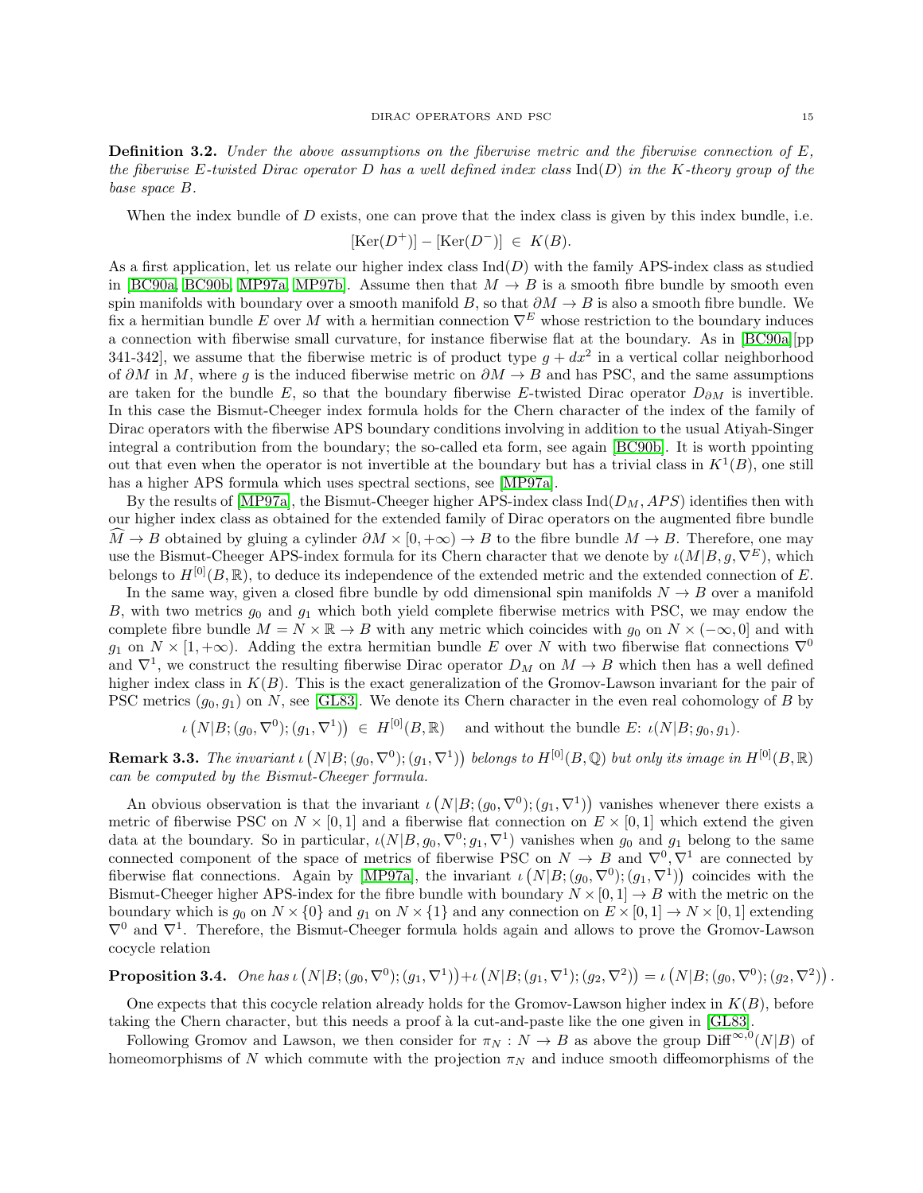**Definition 3.2.** *Under the above assumptions on the fiberwise metric and the fiberwise connection of $E$, the fiberwise $E$-twisted Dirac operator $D$ has a well defined index class $\mathrm{Ind}(D)$ in the $K$-theory group of the base space $B$.*

When the index bundle of $D$ exists, one can prove that the index class is given by this index bundle, i.e.

$$[\mathrm{Ker}(D^+)] - [\mathrm{Ker}(D^-)] \in K(B).$$

As a first application, let us relate our higher index class $\mathrm{Ind}(D)$ with the family APS-index class as studied in [BC90a, BC90b, MP97a, MP97b]. Assume then that $M \to B$ is a smooth fibre bundle by smooth even spin manifolds with boundary over a smooth manifold $B$, so that $\partial M \to B$ is also a smooth fibre bundle. We fix a hermitian bundle $E$ over $M$ with a hermitian connection $\nabla^E$ whose restriction to the boundary induces a connection with fiberwise small curvature, for instance fiberwise flat at the boundary. As in [BC90a][pp 341-342], we assume that the fiberwise metric is of product type $g + dx^2$ in a vertical collar neighborhood of $\partial M$ in $M$, where $g$ is the induced fiberwise metric on $\partial M \to B$ and has PSC, and the same assumptions are taken for the bundle $E$, so that the boundary fiberwise $E$-twisted Dirac operator $D_{\partial M}$ is invertible. In this case the Bismut-Cheeger index formula holds for the Chern character of the index of the family of Dirac operators with the fiberwise APS boundary conditions involving in addition to the usual Atiyah-Singer integral a contribution from the boundary; the so-called eta form, see again [BC90b]. It is worth ppointing out that even when the operator is not invertible at the boundary but has a trivial class in $K^1(B)$, one still has a higher APS formula which uses spectral sections, see [MP97a].

By the results of [MP97a], the Bismut-Cheeger higher APS-index class $\mathrm{Ind}(D_M, APS)$ identifies then with our higher index class as obtained for the extended family of Dirac operators on the augmented fibre bundle $\widehat{M} \to B$ obtained by gluing a cylinder $\partial M \times [0, +\infty) \to B$ to the fibre bundle $M \to B$. Therefore, one may use the Bismut-Cheeger APS-index formula for its Chern character that we denote by $\iota(M|B, g, \nabla^E)$, which belongs to $H^{[0]}(B, \mathbb{R})$, to deduce its independence of the extended metric and the extended connection of $E$.

In the same way, given a closed fibre bundle by odd dimensional spin manifolds $N \to B$ over a manifold $B$, with two metrics $g_0$ and $g_1$ which both yield complete fiberwise metrics with PSC, we may endow the complete fibre bundle $M = N \times \mathbb{R} \to B$ with any metric which coincides with $g_0$ on $N \times (-\infty, 0]$ and with $g_1$ on $N \times [1, +\infty)$. Adding the extra hermitian bundle $E$ over $N$ with two fiberwise flat connections $\nabla^0$ and $\nabla^1$, we construct the resulting fiberwise Dirac operator $D_M$ on $M \to B$ which then has a well defined higher index class in $K(B)$. This is the exact generalization of the Gromov-Lawson invariant for the pair of PSC metrics $(g_0, g_1)$ on $N$, see [GL83]. We denote its Chern character in the even real cohomology of $B$ by

$$\iota\left(N|B; (g_0, \nabla^0); (g_1, \nabla^1)\right) \in H^{[0]}(B, \mathbb{R}) \quad \text{and without the bundle } E\text{: } \iota(N|B; g_0, g_1).$$

**Remark 3.3.** *The invariant $\iota\left(N|B; (g_0, \nabla^0); (g_1, \nabla^1)\right)$ belongs to $H^{[0]}(B, \mathbb{Q})$ but only its image in $H^{[0]}(B, \mathbb{R})$ can be computed by the Bismut-Cheeger formula.*

An obvious observation is that the invariant $\iota\left(N|B; (g_0, \nabla^0); (g_1, \nabla^1)\right)$ vanishes whenever there exists a metric of fiberwise PSC on $N \times [0, 1]$ and a fiberwise flat connection on $E \times [0, 1]$ which extend the given data at the boundary. So in particular, $\iota(N|B, g_0, \nabla^0; g_1, \nabla^1)$ vanishes when $g_0$ and $g_1$ belong to the same connected component of the space of metrics of fiberwise PSC on $N \to B$ and $\nabla^0, \nabla^1$ are connected by fiberwise flat connections. Again by [MP97a], the invariant $\iota\left(N|B; (g_0, \nabla^0); (g_1, \nabla^1)\right)$ coincides with the Bismut-Cheeger higher APS-index for the fibre bundle with boundary $N \times [0, 1] \to B$ with the metric on the boundary which is $g_0$ on $N \times \{0\}$ and $g_1$ on $N \times \{1\}$ and any connection on $E \times [0, 1] \to N \times [0, 1]$ extending $\nabla^0$ and $\nabla^1$. Therefore, the Bismut-Cheeger formula holds again and allows to prove the Gromov-Lawson cocycle relation

**Proposition 3.4.** *One has* $\iota\left(N|B; (g_0, \nabla^0); (g_1, \nabla^1)\right) + \iota\left(N|B; (g_1, \nabla^1); (g_2, \nabla^2)\right) = \iota\left(N|B; (g_0, \nabla^0); (g_2, \nabla^2)\right).$

One expects that this cocycle relation already holds for the Gromov-Lawson higher index in $K(B)$, before taking the Chern character, but this needs a proof à la cut-and-paste like the one given in [GL83].

Following Gromov and Lawson, we then consider for $\pi_N : N \to B$ as above the group $\mathrm{Diff}^{\infty,0}(N|B)$ of homeomorphisms of $N$ which commute with the projection $\pi_N$ and induce smooth diffeomorphisms of the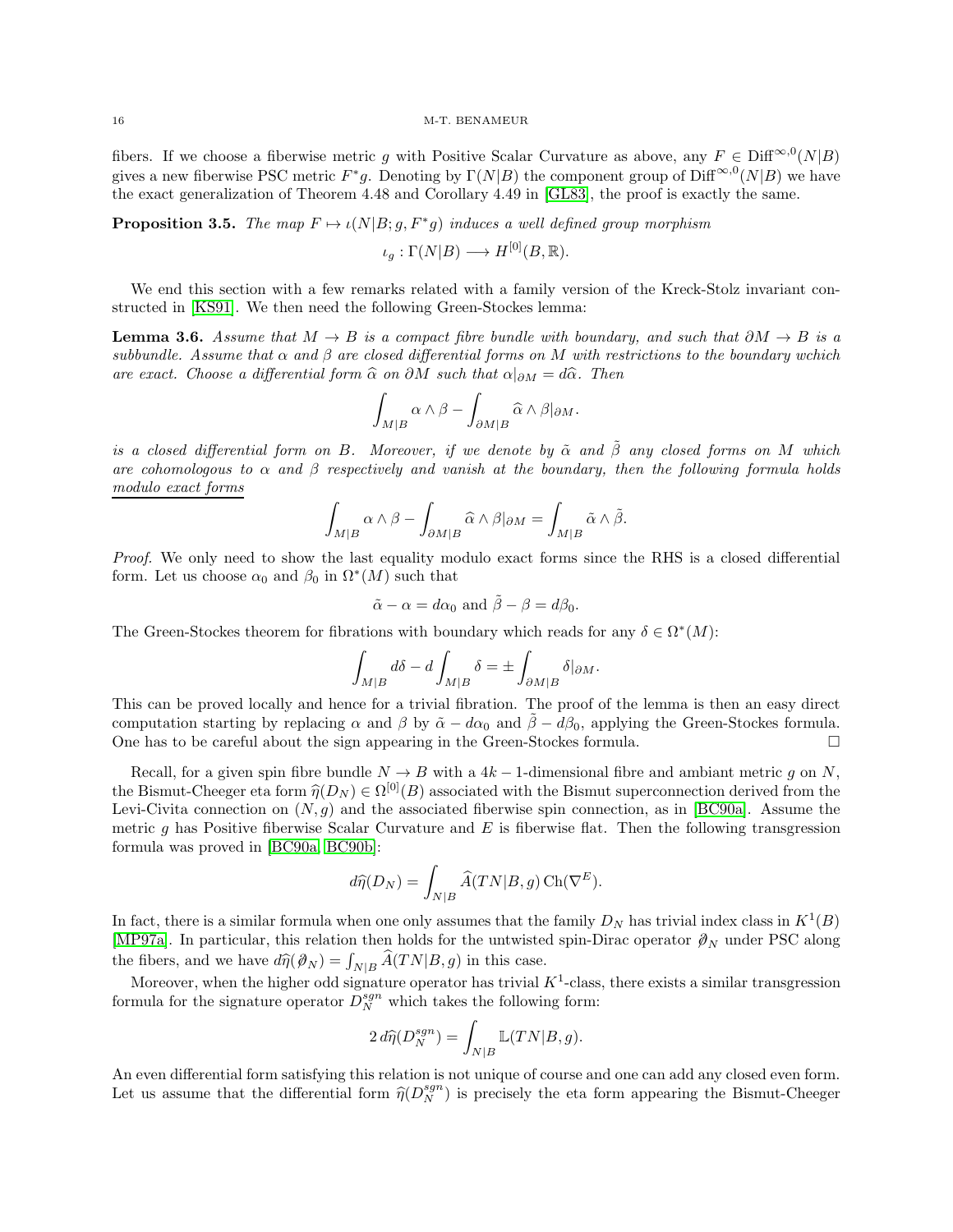fibers. If we choose a fiberwise metric $g$ with Positive Scalar Curvature as above, any $F \in \mathrm{Diff}^{\infty,0}(N|B)$ gives a new fiberwise PSC metric $F^*g$. Denoting by $\Gamma(N|B)$ the component group of $\mathrm{Diff}^{\infty,0}(N|B)$ we have the exact generalization of Theorem 4.48 and Corollary 4.49 in [GL83], the proof is exactly the same.

**Proposition 3.5.** *The map $F \mapsto \iota(N|B; g, F^*g)$ induces a well defined group morphism*

$$\iota_g : \Gamma(N|B) \longrightarrow H^{[0]}(B, \mathbb{R}).$$

We end this section with a few remarks related with a family version of the Kreck-Stolz invariant constructed in [KS91]. We then need the following Green-Stockes lemma:

**Lemma 3.6.** *Assume that $M \to B$ is a compact fibre bundle with boundary, and such that $\partial M \to B$ is a subbundle. Assume that $\alpha$ and $\beta$ are closed differential forms on $M$ with restrictions to the boundary wchich are exact. Choose a differential form $\widehat{\alpha}$ on $\partial M$ such that $\alpha|_{\partial M} = d\widehat{\alpha}$. Then*

$$\int_{M|B} \alpha \wedge \beta - \int_{\partial M|B} \widehat{\alpha} \wedge \beta|_{\partial M}.$$

*is a closed differential form on $B$. Moreover, if we denote by $\tilde{\alpha}$ and $\tilde{\beta}$ any closed forms on $M$ which are cohomologous to $\alpha$ and $\beta$ respectively and vanish at the boundary, then the following formula holds* <u>*modulo exact forms*</u>

$$\int_{M|B} \alpha \wedge \beta - \int_{\partial M|B} \widehat{\alpha} \wedge \beta|_{\partial M} = \int_{M|B} \tilde{\alpha} \wedge \tilde{\beta}.$$

*Proof.* We only need to show the last equality modulo exact forms since the RHS is a closed differential form. Let us choose $\alpha_0$ and $\beta_0$ in $\Omega^*(M)$ such that

$$\tilde{\alpha} - \alpha = d\alpha_0 \text{ and } \tilde{\beta} - \beta = d\beta_0.$$

The Green-Stockes theorem for fibrations with boundary which reads for any $\delta \in \Omega^*(M)$:

$$\int_{M|B} d\delta - d\int_{M|B} \delta = \pm \int_{\partial M|B} \delta|_{\partial M}.$$

This can be proved locally and hence for a trivial fibration. The proof of the lemma is then an easy direct computation starting by replacing $\alpha$ and $\beta$ by $\tilde{\alpha} - d\alpha_0$ and $\tilde{\beta} - d\beta_0$, applying the Green-Stockes formula. One has to be careful about the sign appearing in the Green-Stockes formula. $\square$

Recall, for a given spin fibre bundle $N \to B$ with a $4k-1$-dimensional fibre and ambiant metric $g$ on $N$, the Bismut-Cheeger eta form $\widehat{\eta}(D_N) \in \Omega^{[0]}(B)$ associated with the Bismut superconnection derived from the Levi-Civita connection on $(N, g)$ and the associated fiberwise spin connection, as in [BC90a]. Assume the metric $g$ has Positive fiberwise Scalar Curvature and $E$ is fiberwise flat. Then the following transgression formula was proved in [BC90a, BC90b]:

$$d\widehat{\eta}(D_N) = \int_{N|B} \widehat{A}(TN|B, g)\,\mathrm{Ch}(\nabla^E).$$

In fact, there is a similar formula when one only assumes that the family $D_N$ has trivial index class in $K^1(B)$ [MP97a]. In particular, this relation then holds for the untwisted spin-Dirac operator $\partial\!\!\!/_N$ under PSC along the fibers, and we have $d\widehat{\eta}(\partial\!\!\!/_N) = \int_{N|B} \widehat{A}(TN|B, g)$ in this case.

Moreover, when the higher odd signature operator has trivial $K^1$-class, there exists a similar transgression formula for the signature operator $D_N^{sgn}$ which takes the following form:

$$2\, d\widehat{\eta}(D_N^{sgn}) = \int_{N|B} \mathbb{L}(TN|B, g).$$

An even differential form satisfying this relation is not unique of course and one can add any closed even form. Let us assume that the differential form $\widehat{\eta}(D_N^{sgn})$ is precisely the eta form appearing the Bismut-Cheeger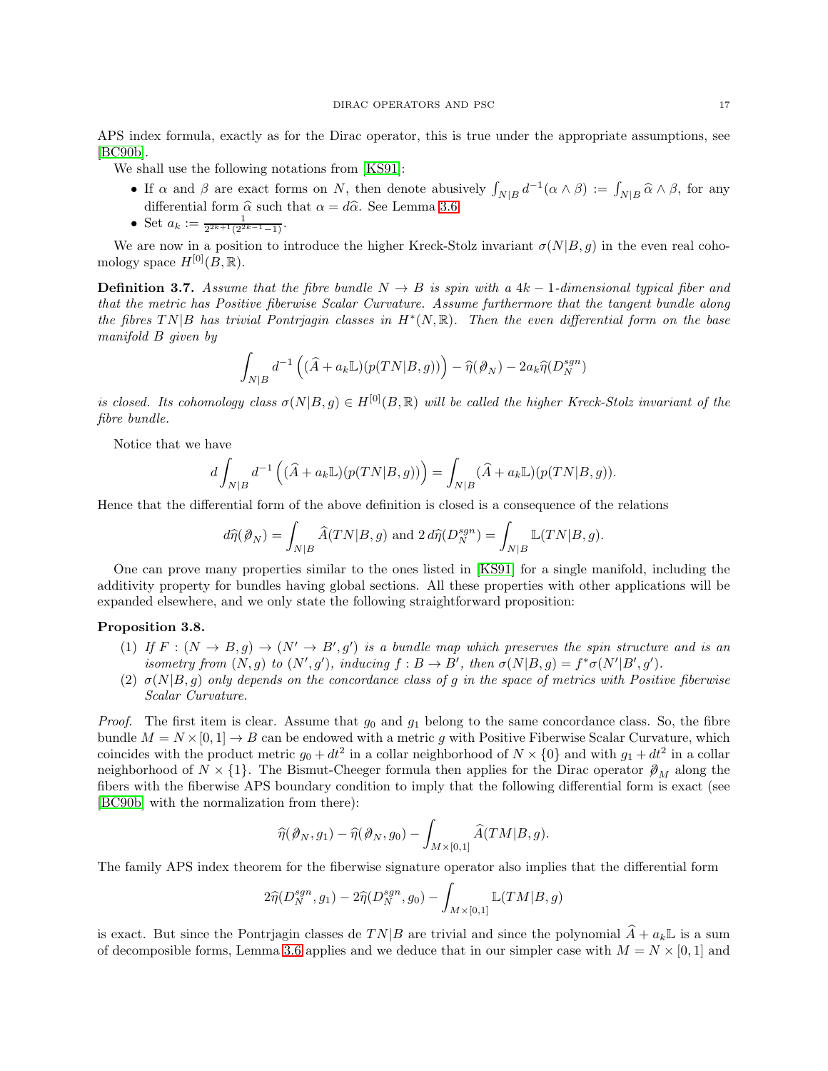APS index formula, exactly as for the Dirac operator, this is true under the appropriate assumptions, see [BC90b].

We shall use the following notations from [KS91]:

- If $\alpha$ and $\beta$ are exact forms on $N$, then denote abusively $\int_{N|B} d^{-1}(\alpha\wedge\beta) := \int_{N|B}\widehat{\alpha}\wedge\beta$, for any differential form $\widehat{\alpha}$ such that $\alpha = d\widehat{\alpha}$. See Lemma 3.6.
- Set $a_k := \frac{1}{2^{2k+1}(2^{2k-1}-1)}$.

We are now in a position to introduce the higher Kreck-Stolz invariant $\sigma(N|B,g)$ in the even real cohomology space $H^{[0]}(B,\mathbb{R})$.

**Definition 3.7.** *Assume that the fibre bundle $N\to B$ is spin with a $4k-1$-dimensional typical fiber and that the metric has Positive fiberwise Scalar Curvature. Assume furthermore that the tangent bundle along the fibres $TN|B$ has trivial Pontrjagin classes in $H^*(N,\mathbb{R})$. Then the even differential form on the base manifold $B$ given by*

$$\int_{N|B} d^{-1}\left((\widehat{A}+a_k\mathbb{L})(p(TN|B,g))\right) - \widehat{\eta}(\partial\!\!\!/_N) - 2a_k\widehat{\eta}(D_N^{sgn})$$

*is closed. Its cohomology class $\sigma(N|B,g)\in H^{[0]}(B,\mathbb{R})$ will be called the higher Kreck-Stolz invariant of the fibre bundle.*

Notice that we have

$$d\int_{N|B} d^{-1}\left((\widehat{A}+a_k\mathbb{L})(p(TN|B,g))\right) = \int_{N|B}(\widehat{A}+a_k\mathbb{L})(p(TN|B,g)).$$

Hence that the differential form of the above definition is closed is a consequence of the relations

$$d\widehat{\eta}(\partial\!\!\!/_N) = \int_{N|B}\widehat{A}(TN|B,g) \text{ and } 2\,d\widehat{\eta}(D_N^{sgn}) = \int_{N|B}\mathbb{L}(TN|B,g).$$

One can prove many properties similar to the ones listed in [KS91] for a single manifold, including the additivity property for bundles having global sections. All these properties with other applications will be expanded elsewhere, and we only state the following straightforward proposition:

**Proposition 3.8.**

1. *If $F:(N\to B,g)\to(N'\to B',g')$ is a bundle map which preserves the spin structure and is an isometry from $(N,g)$ to $(N',g')$, inducing $f:B\to B'$, then $\sigma(N|B,g) = f^*\sigma(N'|B',g')$.*
2. *$\sigma(N|B,g)$ only depends on the concordance class of $g$ in the space of metrics with Positive fiberwise Scalar Curvature.*

*Proof.* The first item is clear. Assume that $g_0$ and $g_1$ belong to the same concordance class. So, the fibre bundle $M=N\times[0,1]\to B$ can be endowed with a metric $g$ with Positive Fiberwise Scalar Curvature, which coincides with the product metric $g_0+dt^2$ in a collar neighborhood of $N\times\{0\}$ and with $g_1+dt^2$ in a collar neighborhood of $N\times\{1\}$. The Bismut-Cheeger formula then applies for the Dirac operator $\partial\!\!\!/_M$ along the fibers with the fiberwise APS boundary condition to imply that the following differential form is exact (see [BC90b] with the normalization from there):

$$\widehat{\eta}(\partial\!\!\!/_N,g_1) - \widehat{\eta}(\partial\!\!\!/_N,g_0) - \int_{M\times[0,1]}\widehat{A}(TM|B,g).$$

The family APS index theorem for the fiberwise signature operator also implies that the differential form

$$2\widehat{\eta}(D_N^{sgn},g_1) - 2\widehat{\eta}(D_N^{sgn},g_0) - \int_{M\times[0,1]}\mathbb{L}(TM|B,g)$$

is exact. But since the Pontrjagin classes de $TN|B$ are trivial and since the polynomial $\widehat{A}+a_k\mathbb{L}$ is a sum of decomposible forms, Lemma 3.6 applies and we deduce that in our simpler case with $M=N\times[0,1]$ and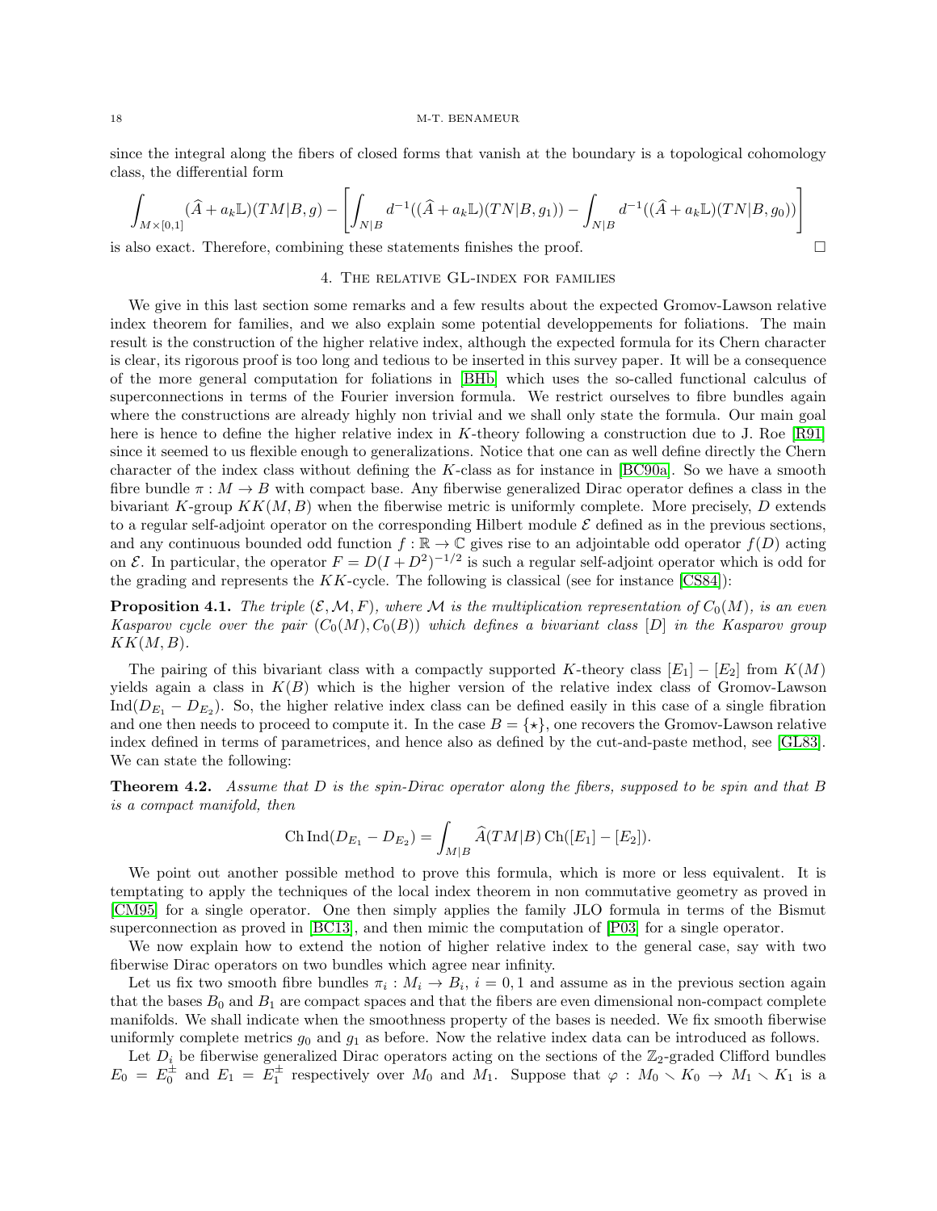since the integral along the fibers of closed forms that vanish at the boundary is a topological cohomology class, the differential form

$$\int_{M\times[0,1]} (\widehat{A}+a_k\mathbb{L})(TM|B,g) - \left[\int_{N|B} d^{-1}((\widehat{A}+a_k\mathbb{L})(TN|B,g_1)) - \int_{N|B} d^{-1}((\widehat{A}+a_k\mathbb{L})(TN|B,g_0))\right]$$

is also exact. Therefore, combining these statements finishes the proof. □

## 4. The relative GL-index for families

We give in this last section some remarks and a few results about the expected Gromov-Lawson relative index theorem for families, and we also explain some potential developpements for foliations. The main result is the construction of the higher relative index, although the expected formula for its Chern character is clear, its rigorous proof is too long and tedious to be inserted in this survey paper. It will be a consequence of the more general computation for foliations in [BHb] which uses the so-called functional calculus of superconnections in terms of the Fourier inversion formula. We restrict ourselves to fibre bundles again where the constructions are already highly non trivial and we shall only state the formula. Our main goal here is hence to define the higher relative index in $K$-theory following a construction due to J. Roe [R91] since it seemed to us flexible enough to generalizations. Notice that one can as well define directly the Chern character of the index class without defining the $K$-class as for instance in [BC90a]. So we have a smooth fibre bundle $\pi : M \to B$ with compact base. Any fiberwise generalized Dirac operator defines a class in the bivariant $K$-group $KK(M, B)$ when the fiberwise metric is uniformly complete. More precisely, $D$ extends to a regular self-adjoint operator on the corresponding Hilbert module $\mathcal{E}$ defined as in the previous sections, and any continuous bounded odd function $f : \mathbb{R} \to \mathbb{C}$ gives rise to an adjointable odd operator $f(D)$ acting on $\mathcal{E}$. In particular, the operator $F = D(I + D^2)^{-1/2}$ is such a regular self-adjoint operator which is odd for the grading and represents the $KK$-cycle. The following is classical (see for instance [CS84]):

**Proposition 4.1.** *The triple $(\mathcal{E}, \mathcal{M}, F)$, where $\mathcal{M}$ is the multiplication representation of $C_0(M)$, is an even Kasparov cycle over the pair $(C_0(M), C_0(B))$ which defines a bivariant class $[D]$ in the Kasparov group $KK(M, B)$.*

The pairing of this bivariant class with a compactly supported $K$-theory class $[E_1] - [E_2]$ from $K(M)$ yields again a class in $K(B)$ which is the higher version of the relative index class of Gromov-Lawson $\operatorname{Ind}(D_{E_1} - D_{E_2})$. So, the higher relative index class can be defined easily in this case of a single fibration and one then needs to proceed to compute it. In the case $B = \{\star\}$, one recovers the Gromov-Lawson relative index defined in terms of parametrices, and hence also as defined by the cut-and-paste method, see [GL83]. We can state the following:

**Theorem 4.2.** *Assume that $D$ is the spin-Dirac operator along the fibers, supposed to be spin and that $B$ is a compact manifold, then*

$$\operatorname{Ch}\operatorname{Ind}(D_{E_1} - D_{E_2}) = \int_{M|B} \widehat{A}(TM|B)\operatorname{Ch}([E_1] - [E_2]).$$

We point out another possible method to prove this formula, which is more or less equivalent. It is temptating to apply the techniques of the local index theorem in non commutative geometry as proved in [CM95] for a single operator. One then simply applies the family JLO formula in terms of the Bismut superconnection as proved in [BC13], and then mimic the computation of [P03] for a single operator.

We now explain how to extend the notion of higher relative index to the general case, say with two fiberwise Dirac operators on two bundles which agree near infinity.

Let us fix two smooth fibre bundles $\pi_i : M_i \to B_i$, $i = 0, 1$ and assume as in the previous section again that the bases $B_0$ and $B_1$ are compact spaces and that the fibers are even dimensional non-compact complete manifolds. We shall indicate when the smoothness property of the bases is needed. We fix smooth fiberwise uniformly complete metrics $g_0$ and $g_1$ as before. Now the relative index data can be introduced as follows.

Let $D_i$ be fiberwise generalized Dirac operators acting on the sections of the $\mathbb{Z}_2$-graded Clifford bundles $E_0 = E_0^{\pm}$ and $E_1 = E_1^{\pm}$ respectively over $M_0$ and $M_1$. Suppose that $\varphi : M_0 \smallsetminus K_0 \to M_1 \smallsetminus K_1$ is a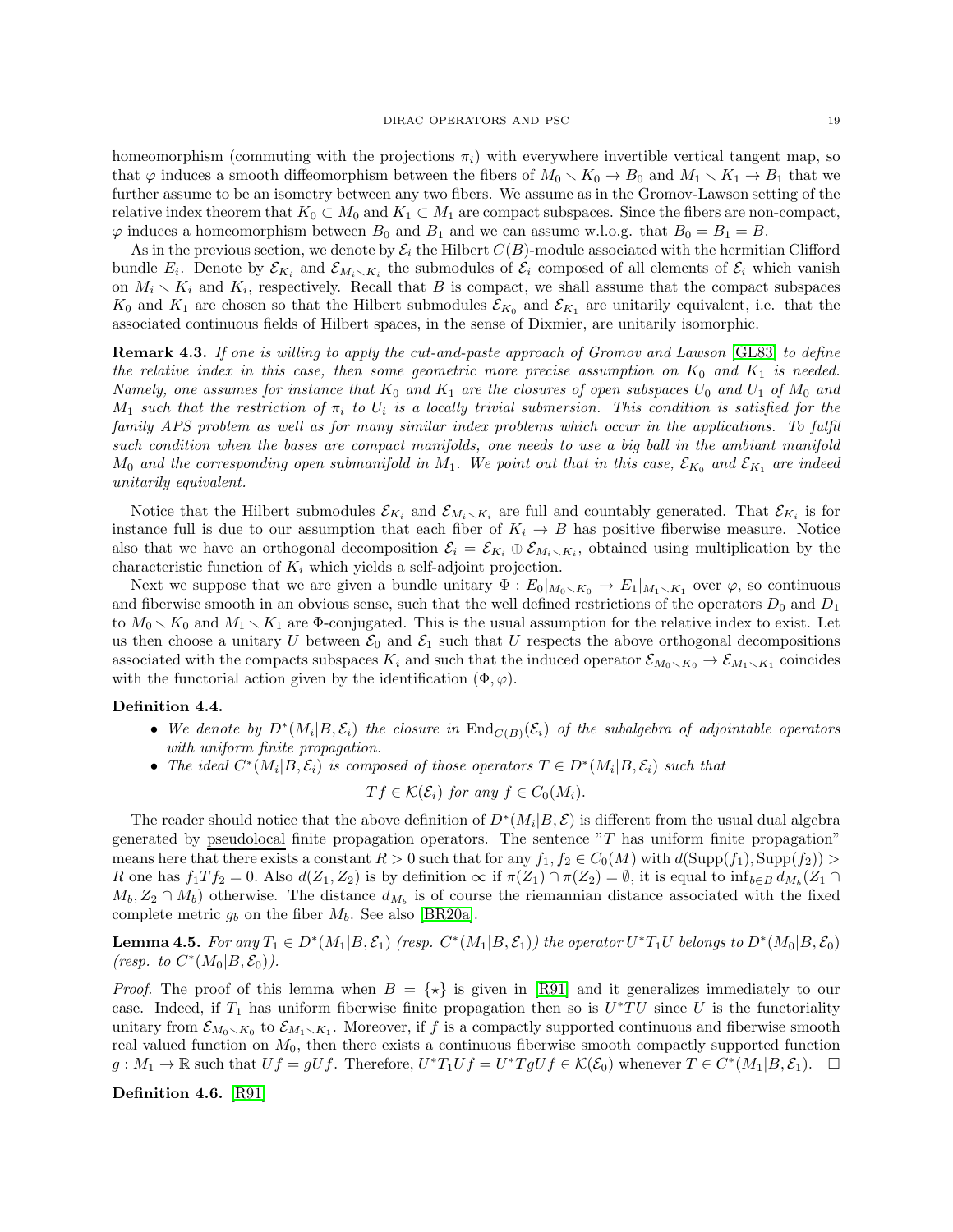homeomorphism (commuting with the projections $\pi_i$) with everywhere invertible vertical tangent map, so that $\varphi$ induces a smooth diffeomorphism between the fibers of $M_0 \smallsetminus K_0 \to B_0$ and $M_1 \smallsetminus K_1 \to B_1$ that we further assume to be an isometry between any two fibers. We assume as in the Gromov-Lawson setting of the relative index theorem that $K_0 \subset M_0$ and $K_1 \subset M_1$ are compact subspaces. Since the fibers are non-compact, $\varphi$ induces a homeomorphism between $B_0$ and $B_1$ and we can assume w.l.o.g. that $B_0 = B_1 = B$.

As in the previous section, we denote by $\mathcal{E}_i$ the Hilbert $C(B)$-module associated with the hermitian Clifford bundle $E_i$. Denote by $\mathcal{E}_{K_i}$ and $\mathcal{E}_{M_i \smallsetminus K_i}$ the submodules of $\mathcal{E}_i$ composed of all elements of $\mathcal{E}_i$ which vanish on $M_i \smallsetminus K_i$ and $K_i$, respectively. Recall that $B$ is compact, we shall assume that the compact subspaces $K_0$ and $K_1$ are chosen so that the Hilbert submodules $\mathcal{E}_{K_0}$ and $\mathcal{E}_{K_1}$ are unitarily equivalent, i.e. that the associated continuous fields of Hilbert spaces, in the sense of Dixmier, are unitarily isomorphic.

**Remark 4.3.** *If one is willing to apply the cut-and-paste approach of Gromov and Lawson [GL83] to define the relative index in this case, then some geometric more precise assumption on $K_0$ and $K_1$ is needed. Namely, one assumes for instance that $K_0$ and $K_1$ are the closures of open subspaces $U_0$ and $U_1$ of $M_0$ and $M_1$ such that the restriction of $\pi_i$ to $U_i$ is a locally trivial submersion. This condition is satisfied for the family APS problem as well as for many similar index problems which occur in the applications. To fulfil such condition when the bases are compact manifolds, one needs to use a big ball in the ambiant manifold $M_0$ and the corresponding open submanifold in $M_1$. We point out that in this case, $\mathcal{E}_{K_0}$ and $\mathcal{E}_{K_1}$ are indeed unitarily equivalent.*

Notice that the Hilbert submodules $\mathcal{E}_{K_i}$ and $\mathcal{E}_{M_i \smallsetminus K_i}$ are full and countably generated. That $\mathcal{E}_{K_i}$ is for instance full is due to our assumption that each fiber of $K_i \to B$ has positive fiberwise measure. Notice also that we have an orthogonal decomposition $\mathcal{E}_i = \mathcal{E}_{K_i} \oplus \mathcal{E}_{M_i \smallsetminus K_i}$, obtained using multiplication by the characteristic function of $K_i$ which yields a self-adjoint projection.

Next we suppose that we are given a bundle unitary $\Phi : E_0|_{M_0 \smallsetminus K_0} \to E_1|_{M_1 \smallsetminus K_1}$ over $\varphi$, so continuous and fiberwise smooth in an obvious sense, such that the well defined restrictions of the operators $D_0$ and $D_1$ to $M_0 \smallsetminus K_0$ and $M_1 \smallsetminus K_1$ are $\Phi$-conjugated. This is the usual assumption for the relative index to exist. Let us then choose a unitary $U$ between $\mathcal{E}_0$ and $\mathcal{E}_1$ such that $U$ respects the above orthogonal decompositions associated with the compacts subspaces $K_i$ and such that the induced operator $\mathcal{E}_{M_0 \smallsetminus K_0} \to \mathcal{E}_{M_1 \smallsetminus K_1}$ coincides with the functorial action given by the identification $(\Phi, \varphi)$.

**Definition 4.4.**

- *We denote by $D^*(M_i|B, \mathcal{E}_i)$ the closure in $\mathrm{End}_{C(B)}(\mathcal{E}_i)$ of the subalgebra of adjointable operators with uniform finite propagation.*
- *The ideal $C^*(M_i|B, \mathcal{E}_i)$ is composed of those operators $T \in D^*(M_i|B, \mathcal{E}_i)$ such that*

$$Tf \in \mathcal{K}(\mathcal{E}_i) \text{ for any } f \in C_0(M_i).$$

The reader should notice that the above definition of $D^*(M_i|B, \mathcal{E})$ is different from the usual dual algebra generated by pseudolocal finite propagation operators. The sentence "$T$ has uniform finite propagation" means here that there exists a constant $R > 0$ such that for any $f_1, f_2 \in C_0(M)$ with $d(\mathrm{Supp}(f_1), \mathrm{Supp}(f_2)) > R$ one has $f_1 T f_2 = 0$. Also $d(Z_1, Z_2)$ is by definition $\infty$ if $\pi(Z_1) \cap \pi(Z_2) = \emptyset$, it is equal to $\inf_{b \in B} d_{M_b}(Z_1 \cap M_b, Z_2 \cap M_b)$ otherwise. The distance $d_{M_b}$ is of course the riemannian distance associated with the fixed complete metric $g_b$ on the fiber $M_b$. See also [BR20a].

**Lemma 4.5.** *For any $T_1 \in D^*(M_1|B, \mathcal{E}_1)$ (resp. $C^*(M_1|B, \mathcal{E}_1)$) the operator $U^* T_1 U$ belongs to $D^*(M_0|B, \mathcal{E}_0)$ (resp. to $C^*(M_0|B, \mathcal{E}_0)$).*

*Proof.* The proof of this lemma when $B = \{\star\}$ is given in [R91] and it generalizes immediately to our case. Indeed, if $T_1$ has uniform fiberwise finite propagation then so is $U^* T U$ since $U$ is the functoriality unitary from $\mathcal{E}_{M_0 \smallsetminus K_0}$ to $\mathcal{E}_{M_1 \smallsetminus K_1}$. Moreover, if $f$ is a compactly supported continuous and fiberwise smooth real valued function on $M_0$, then there exists a continuous fiberwise smooth compactly supported function $g : M_1 \to \mathbb{R}$ such that $Uf = gUf$. Therefore, $U^* T_1 U f = U^* T g U f \in \mathcal{K}(\mathcal{E}_0)$ whenever $T \in C^*(M_1|B, \mathcal{E}_1)$. $\square$

**Definition 4.6.** [R91]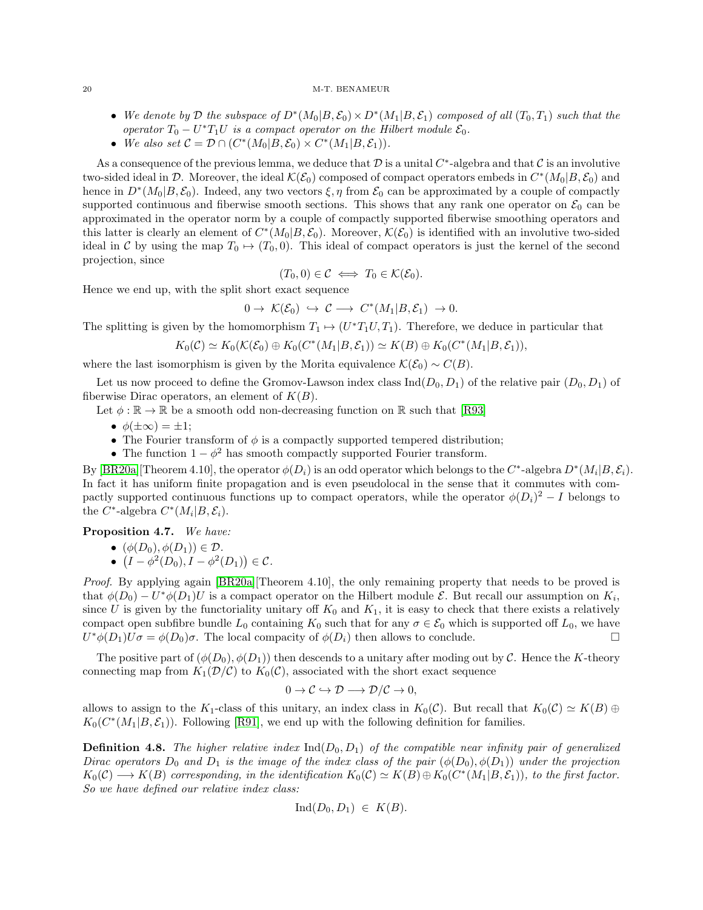- *We denote by $\mathcal{D}$ the subspace of $D^*(M_0|B,\mathcal{E}_0)\times D^*(M_1|B,\mathcal{E}_1)$ composed of all $(T_0,T_1)$ such that the operator $T_0 - U^*T_1U$ is a compact operator on the Hilbert module $\mathcal{E}_0$.*
- *We also set $\mathcal{C} = \mathcal{D}\cap (C^*(M_0|B,\mathcal{E}_0)\times C^*(M_1|B,\mathcal{E}_1))$.*

As a consequence of the previous lemma, we deduce that $\mathcal{D}$ is a unital $C^*$-algebra and that $\mathcal{C}$ is an involutive two-sided ideal in $\mathcal{D}$. Moreover, the ideal $\mathcal{K}(\mathcal{E}_0)$ composed of compact operators embeds in $C^*(M_0|B,\mathcal{E}_0)$ and hence in $D^*(M_0|B,\mathcal{E}_0)$. Indeed, any two vectors $\xi,\eta$ from $\mathcal{E}_0$ can be approximated by a couple of compactly supported continuous and fiberwise smooth sections. This shows that any rank one operator on $\mathcal{E}_0$ can be approximated in the operator norm by a couple of compactly supported fiberwise smoothing operators and this latter is clearly an element of $C^*(M_0|B,\mathcal{E}_0)$. Moreover, $\mathcal{K}(\mathcal{E}_0)$ is identified with an involutive two-sided ideal in $\mathcal{C}$ by using the map $T_0\mapsto (T_0,0)$. This ideal of compact operators is just the kernel of the second projection, since

$$(T_0,0)\in\mathcal{C} \iff T_0\in\mathcal{K}(\mathcal{E}_0).$$

Hence we end up, with the split short exact sequence

$$0\to \mathcal{K}(\mathcal{E}_0)\hookrightarrow \mathcal{C}\longrightarrow C^*(M_1|B,\mathcal{E}_1)\to 0.$$

The splitting is given by the homomorphism $T_1\mapsto (U^*T_1U,T_1)$. Therefore, we deduce in particular that

$$K_0(\mathcal{C})\simeq K_0(\mathcal{K}(\mathcal{E}_0)\oplus K_0(C^*(M_1|B,\mathcal{E}_1))\simeq K(B)\oplus K_0(C^*(M_1|B,\mathcal{E}_1)),$$

where the last isomorphism is given by the Morita equivalence $\mathcal{K}(\mathcal{E}_0)\sim C(B)$.

Let us now proceed to define the Gromov-Lawson index class $\mathrm{Ind}(D_0,D_1)$ of the relative pair $(D_0,D_1)$ of fiberwise Dirac operators, an element of $K(B)$.

Let $\phi:\mathbb{R}\to\mathbb{R}$ be a smooth odd non-decreasing function on $\mathbb{R}$ such that [R93]

- $\phi(\pm\infty)=\pm 1$;
- The Fourier transform of $\phi$ is a compactly supported tempered distribution;
- The function $1-\phi^2$ has smooth compactly supported Fourier transform.

By [BR20a][Theorem 4.10], the operator $\phi(D_i)$ is an odd operator which belongs to the $C^*$-algebra $D^*(M_i|B,\mathcal{E}_i)$. In fact it has uniform finite propagation and is even pseudolocal in the sense that it commutes with compactly supported continuous functions up to compact operators, while the operator $\phi(D_i)^2-I$ belongs to the $C^*$-algebra $C^*(M_i|B,\mathcal{E}_i)$.

**Proposition 4.7.** *We have:*

- $(\phi(D_0),\phi(D_1))\in\mathcal{D}$.
- $\left(I-\phi^2(D_0), I-\phi^2(D_1)\right)\in\mathcal{C}$.

*Proof.* By applying again [BR20a][Theorem 4.10], the only remaining property that needs to be proved is that $\phi(D_0)-U^*\phi(D_1)U$ is a compact operator on the Hilbert module $\mathcal{E}$. But recall our assumption on $K_i$, since $U$ is given by the functoriality unitary off $K_0$ and $K_1$, it is easy to check that there exists a relatively compact open subfibre bundle $L_0$ containing $K_0$ such that for any $\sigma\in\mathcal{E}_0$ which is supported off $L_0$, we have $U^*\phi(D_1)U\sigma=\phi(D_0)\sigma$. The local compacity of $\phi(D_i)$ then allows to conclude. □

The positive part of $(\phi(D_0),\phi(D_1))$ then descends to a unitary after moding out by $\mathcal{C}$. Hence the $K$-theory connecting map from $K_1(\mathcal{D}/\mathcal{C})$ to $K_0(\mathcal{C})$, associated with the short exact sequence

$$0\to\mathcal{C}\hookrightarrow\mathcal{D}\longrightarrow\mathcal{D}/\mathcal{C}\to 0,$$

allows to assign to the $K_1$-class of this unitary, an index class in $K_0(\mathcal{C})$. But recall that $K_0(\mathcal{C})\simeq K(B)\oplus K_0(C^*(M_1|B,\mathcal{E}_1))$. Following [R91], we end up with the following definition for families.

**Definition 4.8.** *The higher relative index $\mathrm{Ind}(D_0,D_1)$ of the compatible near infinity pair of generalized Dirac operators $D_0$ and $D_1$ is the image of the index class of the pair $(\phi(D_0),\phi(D_1))$ under the projection $K_0(\mathcal{C})\longrightarrow K(B)$ corresponding, in the identification $K_0(\mathcal{C})\simeq K(B)\oplus K_0(C^*(M_1|B,\mathcal{E}_1))$, to the first factor. So we have defined our relative index class:*

$$\mathrm{Ind}(D_0,D_1)\ \in\ K(B).$$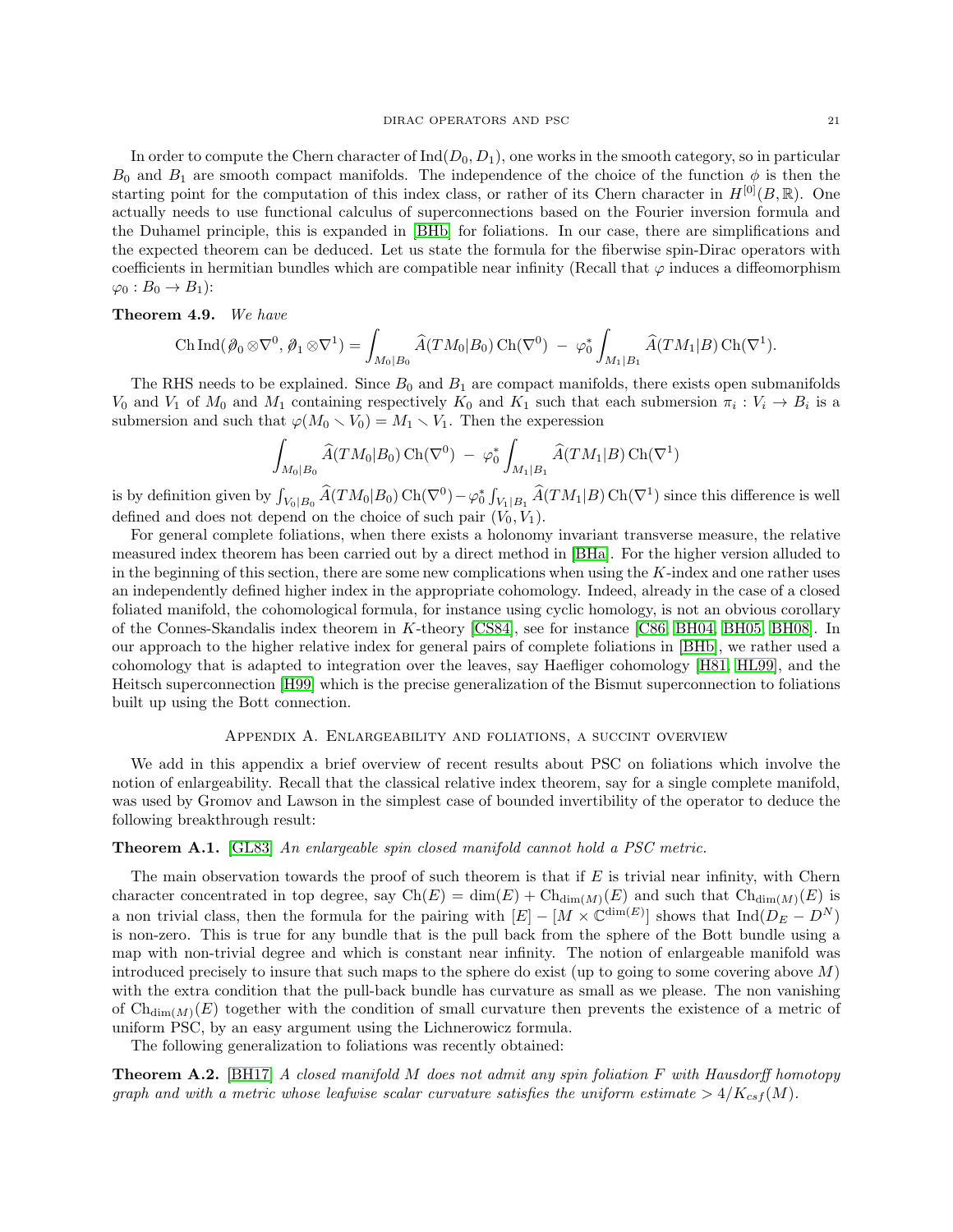In order to compute the Chern character of $\mathrm{Ind}(D_0, D_1)$, one works in the smooth category, so in particular $B_0$ and $B_1$ are smooth compact manifolds. The independence of the choice of the function $\phi$ is then the starting point for the computation of this index class, or rather of its Chern character in $H^{[0]}(B, \mathbb{R})$. One actually needs to use functional calculus of superconnections based on the Fourier inversion formula and the Duhamel principle, this is expanded in [BHb] for foliations. In our case, there are simplifications and the expected theorem can be deduced. Let us state the formula for the fiberwise spin-Dirac operators with coefficients in hermitian bundles which are compatible near infinity (Recall that $\varphi$ induces a diffeomorphism $\varphi_0 : B_0 \to B_1$):

**Theorem 4.9.** *We have*

$$\mathrm{Ch}\,\mathrm{Ind}(\not{\partial}_0 \otimes \nabla^0, \not{\partial}_1 \otimes \nabla^1) = \int_{M_0|B_0} \widehat{A}(TM_0|B_0)\,\mathrm{Ch}(\nabla^0) \;-\; \varphi_0^* \int_{M_1|B_1} \widehat{A}(TM_1|B)\,\mathrm{Ch}(\nabla^1).$$

The RHS needs to be explained. Since $B_0$ and $B_1$ are compact manifolds, there exists open submanifolds $V_0$ and $V_1$ of $M_0$ and $M_1$ containing respectively $K_0$ and $K_1$ such that each submersion $\pi_i : V_i \to B_i$ is a submersion and such that $\varphi(M_0 \smallsetminus V_0) = M_1 \smallsetminus V_1$. Then the experession

$$\int_{M_0|B_0} \widehat{A}(TM_0|B_0)\,\mathrm{Ch}(\nabla^0) \;-\; \varphi_0^* \int_{M_1|B_1} \widehat{A}(TM_1|B)\,\mathrm{Ch}(\nabla^1)$$

is by definition given by $\int_{V_0|B_0} \widehat{A}(TM_0|B_0)\,\mathrm{Ch}(\nabla^0) - \varphi_0^* \int_{V_1|B_1} \widehat{A}(TM_1|B)\,\mathrm{Ch}(\nabla^1)$ since this difference is well defined and does not depend on the choice of such pair $(V_0, V_1)$.

For general complete foliations, when there exists a holonomy invariant transverse measure, the relative measured index theorem has been carried out by a direct method in [BHa]. For the higher version alluded to in the beginning of this section, there are some new complications when using the $K$-index and one rather uses an independently defined higher index in the appropriate cohomology. Indeed, already in the case of a closed foliated manifold, the cohomological formula, for instance using cyclic homology, is not an obvious corollary of the Connes-Skandalis index theorem in $K$-theory [CS84], see for instance [C86, BH04, BH05, BH08]. In our approach to the higher relative index for general pairs of complete foliations in [BHb], we rather used a cohomology that is adapted to integration over the leaves, say Haefliger cohomology [H81, HL99], and the Heitsch superconnection [H99] which is the precise generalization of the Bismut superconnection to foliations built up using the Bott connection.

## Appendix A. Enlargeability and foliations, a succint overview

We add in this appendix a brief overview of recent results about PSC on foliations which involve the notion of enlargeability. Recall that the classical relative index theorem, say for a single complete manifold, was used by Gromov and Lawson in the simplest case of bounded invertibility of the operator to deduce the following breakthrough result:

**Theorem A.1.** [GL83] *An enlargeable spin closed manifold cannot hold a PSC metric.*

The main observation towards the proof of such theorem is that if $E$ is trivial near infinity, with Chern character concentrated in top degree, say $\mathrm{Ch}(E) = \dim(E) + \mathrm{Ch}_{\dim(M)}(E)$ and such that $\mathrm{Ch}_{\dim(M)}(E)$ is a non trivial class, then the formula for the pairing with $[E] - [M \times \mathbb{C}^{\dim(E)}]$ shows that $\mathrm{Ind}(D_E - D^N)$ is non-zero. This is true for any bundle that is the pull back from the sphere of the Bott bundle using a map with non-trivial degree and which is constant near infinity. The notion of enlargeable manifold was introduced precisely to insure that such maps to the sphere do exist (up to going to some covering above $M$) with the extra condition that the pull-back bundle has curvature as small as we please. The non vanishing of $\mathrm{Ch}_{\dim(M)}(E)$ together with the condition of small curvature then prevents the existence of a metric of uniform PSC, by an easy argument using the Lichnerowicz formula.

The following generalization to foliations was recently obtained:

**Theorem A.2.** [BH17] *A closed manifold $M$ does not admit any spin foliation $F$ with Hausdorff homotopy graph and with a metric whose leafwise scalar curvature satisfies the uniform estimate $> 4/K_{csf}(M)$.*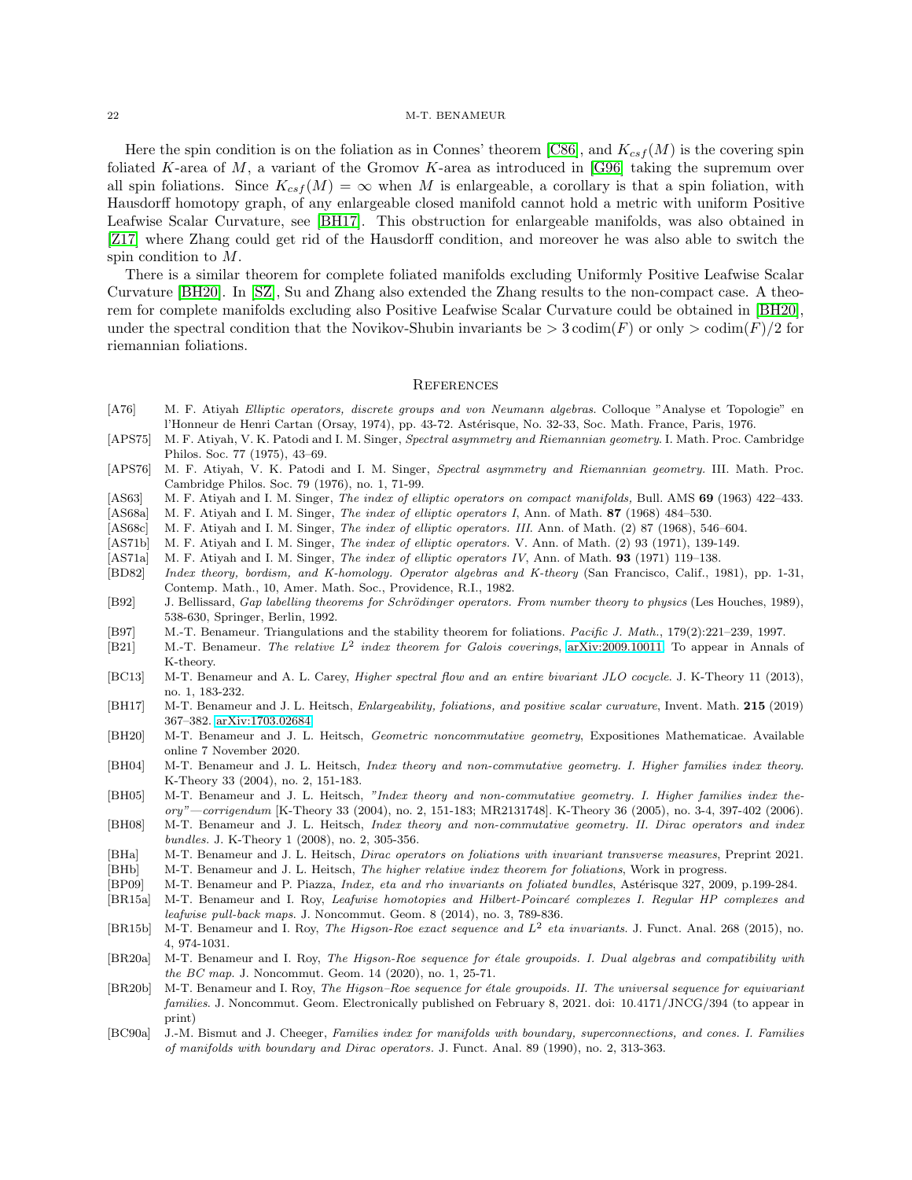Here the spin condition is on the foliation as in Connes' theorem [C86], and $K_{csf}(M)$ is the covering spin foliated $K$-area of $M$, a variant of the Gromov $K$-area as introduced in [G96] taking the supremum over all spin foliations. Since $K_{csf}(M) = \infty$ when $M$ is enlargeable, a corollary is that a spin foliation, with Hausdorff homotopy graph, of any enlargeable closed manifold cannot hold a metric with uniform Positive Leafwise Scalar Curvature, see [BH17]. This obstruction for enlargeable manifolds, was also obtained in [Z17] where Zhang could get rid of the Hausdorff condition, and moreover he was also able to switch the spin condition to $M$.

There is a similar theorem for complete foliated manifolds excluding Uniformly Positive Leafwise Scalar Curvature [BH20]. In [SZ], Su and Zhang also extended the Zhang results to the non-compact case. A theorem for complete manifolds excluding also Positive Leafwise Scalar Curvature could be obtained in [BH20], under the spectral condition that the Novikov-Shubin invariants be $> 3\,\mathrm{codim}(F)$ or only $> \mathrm{codim}(F)/2$ for riemannian foliations.

## References

- [A76] M. F. Atiyah *Elliptic operators, discrete groups and von Neumann algebras.* Colloque "Analyse et Topologie" en l'Honneur de Henri Cartan (Orsay, 1974), pp. 43-72. Astérisque, No. 32-33, Soc. Math. France, Paris, 1976.
- [APS75] M. F. Atiyah, V. K. Patodi and I. M. Singer, *Spectral asymmetry and Riemannian geometry.* I. Math. Proc. Cambridge Philos. Soc. 77 (1975), 43–69.
- [APS76] M. F. Atiyah, V. K. Patodi and I. M. Singer, *Spectral asymmetry and Riemannian geometry.* III. Math. Proc. Cambridge Philos. Soc. 79 (1976), no. 1, 71-99.
- [AS63] M. F. Atiyah and I. M. Singer, *The index of elliptic operators on compact manifolds,* Bull. AMS **69** (1963) 422–433.
- [AS68a] M. F. Atiyah and I. M. Singer, *The index of elliptic operators I,* Ann. of Math. **87** (1968) 484–530.
- [AS68c] M. F. Atiyah and I. M. Singer, *The index of elliptic operators. III.* Ann. of Math. (2) 87 (1968), 546–604.
- [AS71b] M. F. Atiyah and I. M. Singer, *The index of elliptic operators.* V. Ann. of Math. (2) 93 (1971), 139-149.
- [AS71a] M. F. Atiyah and I. M. Singer, *The index of elliptic operators IV,* Ann. of Math. **93** (1971) 119–138.
- [BD82] *Index theory, bordism, and K-homology. Operator algebras and K-theory* (San Francisco, Calif., 1981), pp. 1-31, Contemp. Math., 10, Amer. Math. Soc., Providence, R.I., 1982.
- [B92] J. Bellissard, *Gap labelling theorems for Schrödinger operators. From number theory to physics* (Les Houches, 1989), 538-630, Springer, Berlin, 1992.
- [B97] M.-T. Benameur. Triangulations and the stability theorem for foliations. *Pacific J. Math.*, 179(2):221–239, 1997.
- [B21] M.-T. Benameur. *The relative $L^2$ index theorem for Galois coverings,* arXiv:2009.10011. To appear in Annals of K-theory.
- [BC13] M-T. Benameur and A. L. Carey, *Higher spectral flow and an entire bivariant JLO cocycle.* J. K-Theory 11 (2013), no. 1, 183-232.
- [BH17] M-T. Benameur and J. L. Heitsch, *Enlargeability, foliations, and positive scalar curvature,* Invent. Math. **215** (2019) 367–382. arXiv:1703.02684
- [BH20] M-T. Benameur and J. L. Heitsch, *Geometric noncommutative geometry,* Expositiones Mathematicae. Available online 7 November 2020.
- [BH04] M-T. Benameur and J. L. Heitsch, *Index theory and non-commutative geometry. I. Higher families index theory.* K-Theory 33 (2004), no. 2, 151-183.
- [BH05] M-T. Benameur and J. L. Heitsch, *"Index theory and non-commutative geometry. I. Higher families index theory"—corrigendum* [K-Theory 33 (2004), no. 2, 151-183; MR2131748]. K-Theory 36 (2005), no. 3-4, 397-402 (2006).
- [BH08] M-T. Benameur and J. L. Heitsch, *Index theory and non-commutative geometry. II. Dirac operators and index bundles.* J. K-Theory 1 (2008), no. 2, 305-356.
- [BHa] M-T. Benameur and J. L. Heitsch, *Dirac operators on foliations with invariant transverse measures,* Preprint 2021.
- [BHb] M-T. Benameur and J. L. Heitsch, *The higher relative index theorem for foliations,* Work in progress.
- [BP09] M-T. Benameur and P. Piazza, *Index, eta and rho invariants on foliated bundles,* Astérisque 327, 2009, p.199-284.
- [BR15a] M-T. Benameur and I. Roy, *Leafwise homotopies and Hilbert-Poincaré complexes I. Regular HP complexes and leafwise pull-back maps.* J. Noncommut. Geom. 8 (2014), no. 3, 789-836.
- [BR15b] M-T. Benameur and I. Roy, *The Higson-Roe exact sequence and $L^2$ eta invariants.* J. Funct. Anal. 268 (2015), no. 4, 974-1031.
- [BR20a] M-T. Benameur and I. Roy, *The Higson-Roe sequence for étale groupoids. I. Dual algebras and compatibility with the BC map.* J. Noncommut. Geom. 14 (2020), no. 1, 25-71.
- [BR20b] M-T. Benameur and I. Roy, *The Higson–Roe sequence for étale groupoids. II. The universal sequence for equivariant families.* J. Noncommut. Geom. Electronically published on February 8, 2021. doi: 10.4171/JNCG/394 (to appear in print)
- [BC90a] J.-M. Bismut and J. Cheeger, *Families index for manifolds with boundary, superconnections, and cones. I. Families of manifolds with boundary and Dirac operators.* J. Funct. Anal. 89 (1990), no. 2, 313-363.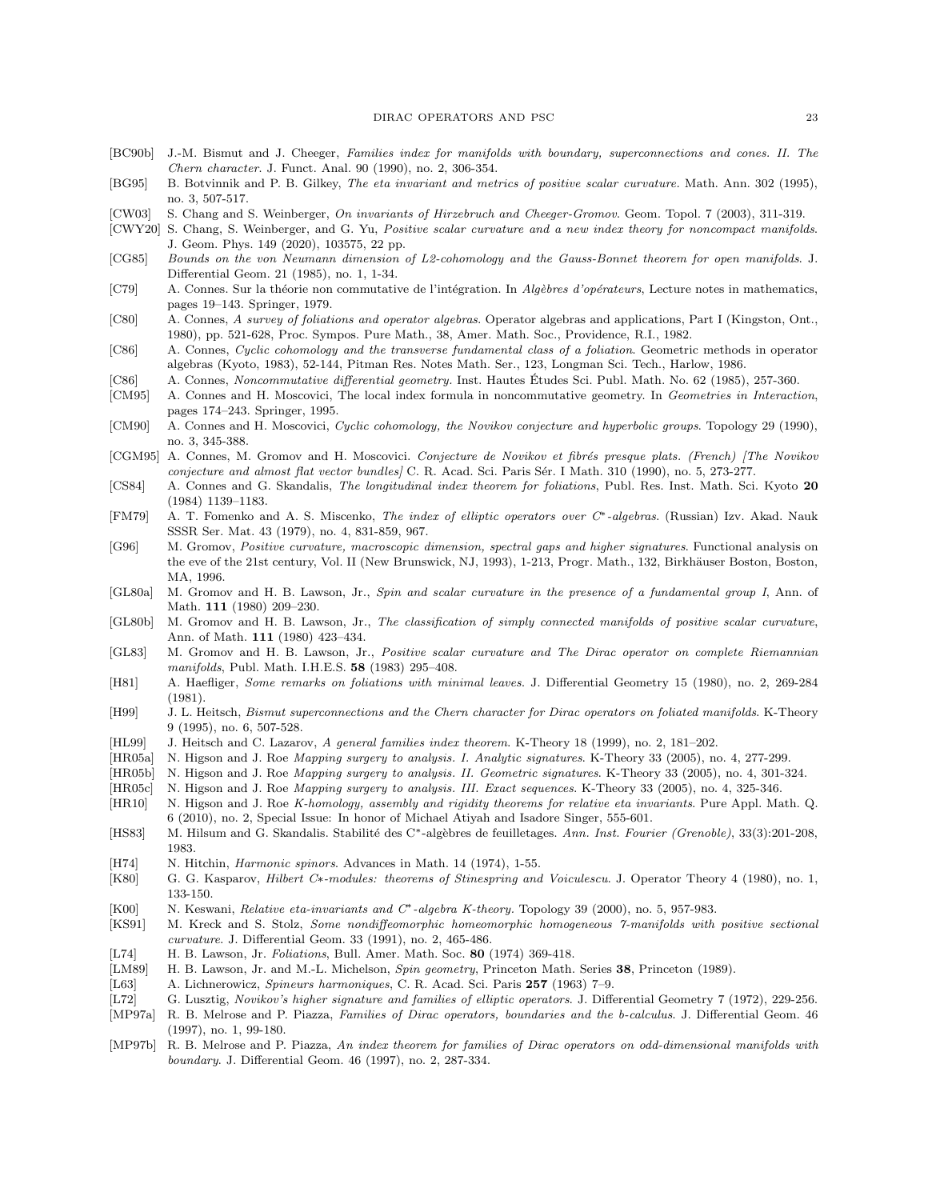[BC90b] J.-M. Bismut and J. Cheeger, *Families index for manifolds with boundary, superconnections and cones. II. The Chern character*. J. Funct. Anal. 90 (1990), no. 2, 306-354.

[BG95] B. Botvinnik and P. B. Gilkey, *The eta invariant and metrics of positive scalar curvature*. Math. Ann. 302 (1995), no. 3, 507-517.

[CW03] S. Chang and S. Weinberger, *On invariants of Hirzebruch and Cheeger-Gromov*. Geom. Topol. 7 (2003), 311-319.

[CWY20] S. Chang, S. Weinberger, and G. Yu, *Positive scalar curvature and a new index theory for noncompact manifolds*. J. Geom. Phys. 149 (2020), 103575, 22 pp.

[CG85] *Bounds on the von Neumann dimension of L2-cohomology and the Gauss-Bonnet theorem for open manifolds*. J. Differential Geom. 21 (1985), no. 1, 1-34.

[C79] A. Connes. Sur la théorie non commutative de l'intégration. In *Algèbres d'opérateurs*, Lecture notes in mathematics, pages 19–143. Springer, 1979.

[C80] A. Connes, *A survey of foliations and operator algebras.* Operator algebras and applications, Part I (Kingston, Ont., 1980), pp. 521-628, Proc. Sympos. Pure Math., 38, Amer. Math. Soc., Providence, R.I., 1982.

[C86] A. Connes, *Cyclic cohomology and the transverse fundamental class of a foliation*. Geometric methods in operator algebras (Kyoto, 1983), 52-144, Pitman Res. Notes Math. Ser., 123, Longman Sci. Tech., Harlow, 1986.

[C86] A. Connes, *Noncommutative differential geometry.* Inst. Hautes Études Sci. Publ. Math. No. 62 (1985), 257-360.

[CM95] A. Connes and H. Moscovici, The local index formula in noncommutative geometry. In *Geometries in Interaction*, pages 174–243. Springer, 1995.

[CM90] A. Connes and H. Moscovici, *Cyclic cohomology, the Novikov conjecture and hyperbolic groups*. Topology 29 (1990), no. 3, 345-388.

[CGM95] A. Connes, M. Gromov and H. Moscovici. *Conjecture de Novikov et fibrés presque plats. (French) [The Novikov conjecture and almost flat vector bundles]* C. R. Acad. Sci. Paris Sér. I Math. 310 (1990), no. 5, 273-277.

[CS84] A. Connes and G. Skandalis, *The longitudinal index theorem for foliations*, Publ. Res. Inst. Math. Sci. Kyoto **20** (1984) 1139–1183.

[FM79] A. T. Fomenko and A. S. Miscenko, *The index of elliptic operators over $C^*$-algebras.* (Russian) Izv. Akad. Nauk SSSR Ser. Mat. 43 (1979), no. 4, 831-859, 967.

[G96] M. Gromov, *Positive curvature, macroscopic dimension, spectral gaps and higher signatures*. Functional analysis on the eve of the 21st century, Vol. II (New Brunswick, NJ, 1993), 1-213, Progr. Math., 132, Birkhäuser Boston, Boston, MA, 1996.

[GL80a] M. Gromov and H. B. Lawson, Jr., *Spin and scalar curvature in the presence of a fundamental group I*, Ann. of Math. **111** (1980) 209–230.

[GL80b] M. Gromov and H. B. Lawson, Jr., *The classification of simply connected manifolds of positive scalar curvature*, Ann. of Math. **111** (1980) 423–434.

[GL83] M. Gromov and H. B. Lawson, Jr., *Positive scalar curvature and The Dirac operator on complete Riemannian manifolds*, Publ. Math. I.H.E.S. **58** (1983) 295–408.

[H81] A. Haefliger, *Some remarks on foliations with minimal leaves*. J. Differential Geometry 15 (1980), no. 2, 269-284 (1981).

[H99] J. L. Heitsch, *Bismut superconnections and the Chern character for Dirac operators on foliated manifolds*. K-Theory 9 (1995), no. 6, 507-528.

[HL99] J. Heitsch and C. Lazarov, *A general families index theorem*. K-Theory 18 (1999), no. 2, 181–202.

[HR05a] N. Higson and J. Roe *Mapping surgery to analysis. I. Analytic signatures*. K-Theory 33 (2005), no. 4, 277-299.

[HR05b] N. Higson and J. Roe *Mapping surgery to analysis. II. Geometric signatures*. K-Theory 33 (2005), no. 4, 301-324.

[HR05c] N. Higson and J. Roe *Mapping surgery to analysis. III. Exact sequences*. K-Theory 33 (2005), no. 4, 325-346.

[HR10] N. Higson and J. Roe *K-homology, assembly and rigidity theorems for relative eta invariants*. Pure Appl. Math. Q. 6 (2010), no. 2, Special Issue: In honor of Michael Atiyah and Isadore Singer, 555-601.

[HS83] M. Hilsum and G. Skandalis. Stabilité des $C^*$-algèbres de feuilletages. *Ann. Inst. Fourier (Grenoble)*, 33(3):201-208, 1983.

[H74] N. Hitchin, *Harmonic spinors*. Advances in Math. 14 (1974), 1-55.

[K80] G. G. Kasparov, *Hilbert C∗-modules: theorems of Stinespring and Voiculescu*. J. Operator Theory 4 (1980), no. 1, 133-150.

[K00] N. Keswani, *Relative eta-invariants and $C^*$-algebra K-theory*. Topology 39 (2000), no. 5, 957-983.

[KS91] M. Kreck and S. Stolz, *Some nondiffeomorphic homeomorphic homogeneous 7-manifolds with positive sectional curvature*. J. Differential Geom. 33 (1991), no. 2, 465-486.

[L74] H. B. Lawson, Jr. *Foliations*, Bull. Amer. Math. Soc. **80** (1974) 369-418.

[LM89] H. B. Lawson, Jr. and M.-L. Michelson, *Spin geometry*, Princeton Math. Series **38**, Princeton (1989).

[L63] A. Lichnerowicz, *Spineurs harmoniques*, C. R. Acad. Sci. Paris **257** (1963) 7–9.

[L72] G. Lusztig, *Novikov's higher signature and families of elliptic operators*. J. Differential Geometry 7 (1972), 229-256.

[MP97a] R. B. Melrose and P. Piazza, *Families of Dirac operators, boundaries and the b-calculus*. J. Differential Geom. 46 (1997), no. 1, 99-180.

[MP97b] R. B. Melrose and P. Piazza, *An index theorem for families of Dirac operators on odd-dimensional manifolds with boundary*. J. Differential Geom. 46 (1997), no. 2, 287-334.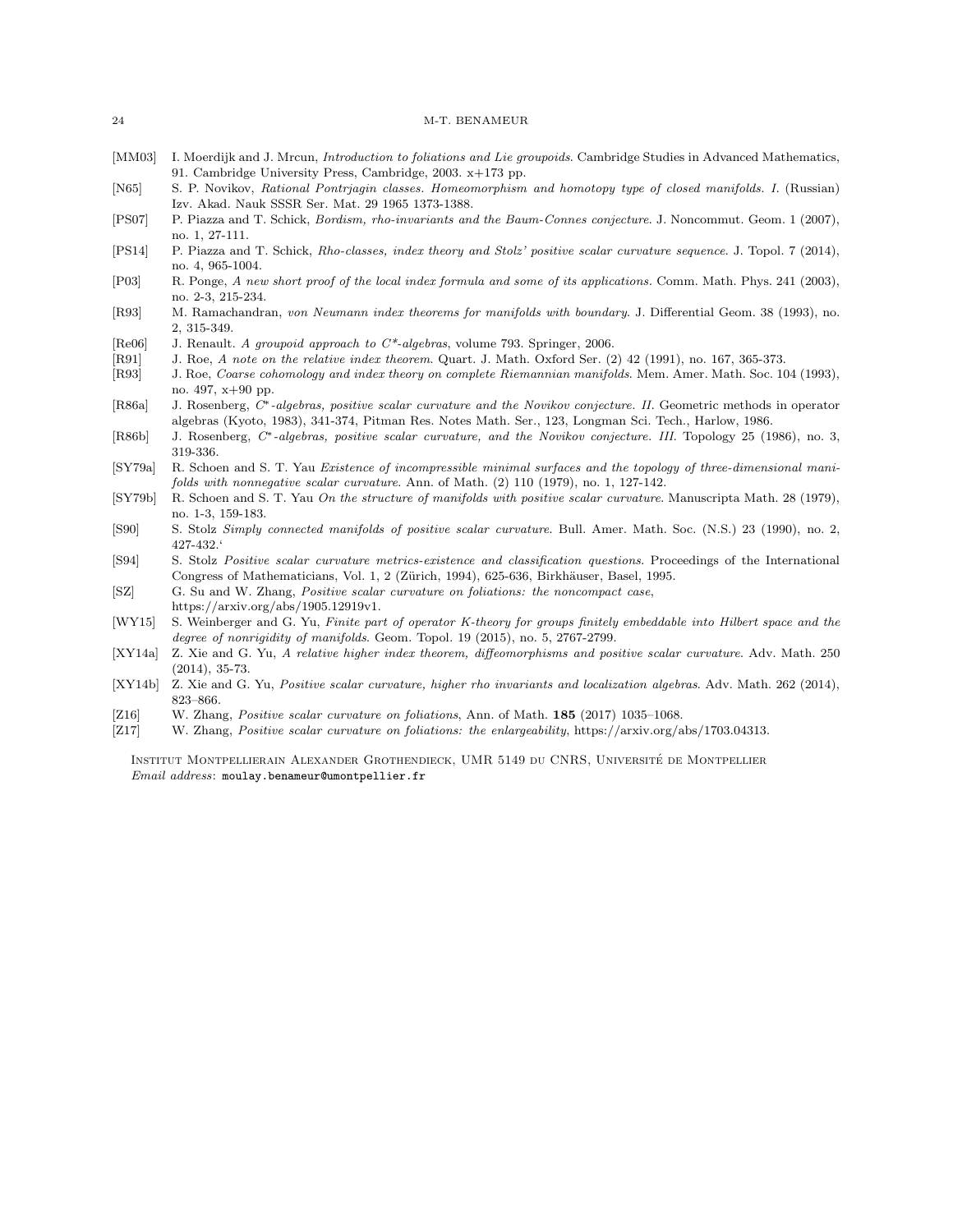[MM03] I. Moerdijk and J. Mrcun, *Introduction to foliations and Lie groupoids*. Cambridge Studies in Advanced Mathematics, 91. Cambridge University Press, Cambridge, 2003. x+173 pp.

[N65] S. P. Novikov, *Rational Pontrjagin classes. Homeomorphism and homotopy type of closed manifolds. I.* (Russian) Izv. Akad. Nauk SSSR Ser. Mat. 29 1965 1373-1388.

[PS07] P. Piazza and T. Schick, *Bordism, rho-invariants and the Baum-Connes conjecture*. J. Noncommut. Geom. 1 (2007), no. 1, 27-111.

[PS14] P. Piazza and T. Schick, *Rho-classes, index theory and Stolz' positive scalar curvature sequence*. J. Topol. 7 (2014), no. 4, 965-1004.

[P03] R. Ponge, *A new short proof of the local index formula and some of its applications*. Comm. Math. Phys. 241 (2003), no. 2-3, 215-234.

[R93] M. Ramachandran, *von Neumann index theorems for manifolds with boundary*. J. Differential Geom. 38 (1993), no. 2, 315-349.

[Re06] J. Renault. *A groupoid approach to C\*-algebras*, volume 793. Springer, 2006.

[R91] J. Roe, *A note on the relative index theorem*. Quart. J. Math. Oxford Ser. (2) 42 (1991), no. 167, 365-373.

[R93] J. Roe, *Coarse cohomology and index theory on complete Riemannian manifolds*. Mem. Amer. Math. Soc. 104 (1993), no. 497, x+90 pp.

[R86a] J. Rosenberg, *$C^*$-algebras, positive scalar curvature and the Novikov conjecture. II.* Geometric methods in operator algebras (Kyoto, 1983), 341-374, Pitman Res. Notes Math. Ser., 123, Longman Sci. Tech., Harlow, 1986.

[R86b] J. Rosenberg, *$C^*$-algebras, positive scalar curvature, and the Novikov conjecture. III.* Topology 25 (1986), no. 3, 319-336.

[SY79a] R. Schoen and S. T. Yau *Existence of incompressible minimal surfaces and the topology of three-dimensional manifolds with nonnegative scalar curvature*. Ann. of Math. (2) 110 (1979), no. 1, 127-142.

[SY79b] R. Schoen and S. T. Yau *On the structure of manifolds with positive scalar curvature*. Manuscripta Math. 28 (1979), no. 1-3, 159-183.

[S90] S. Stolz *Simply connected manifolds of positive scalar curvature*. Bull. Amer. Math. Soc. (N.S.) 23 (1990), no. 2, 427-432.'

[S94] S. Stolz *Positive scalar curvature metrics-existence and classification questions*. Proceedings of the International Congress of Mathematicians, Vol. 1, 2 (Zürich, 1994), 625-636, Birkhäuser, Basel, 1995.

[SZ] G. Su and W. Zhang, *Positive scalar curvature on foliations: the noncompact case*, https://arxiv.org/abs/1905.12919v1.

[WY15] S. Weinberger and G. Yu, *Finite part of operator K-theory for groups finitely embeddable into Hilbert space and the degree of nonrigidity of manifolds*. Geom. Topol. 19 (2015), no. 5, 2767-2799.

[XY14a] Z. Xie and G. Yu, *A relative higher index theorem, diffeomorphisms and positive scalar curvature*. Adv. Math. 250 (2014), 35-73.

[XY14b] Z. Xie and G. Yu, *Positive scalar curvature, higher rho invariants and localization algebras*. Adv. Math. 262 (2014), 823–866.

[Z16] W. Zhang, *Positive scalar curvature on foliations*, Ann. of Math. **185** (2017) 1035–1068.

[Z17] W. Zhang, *Positive scalar curvature on foliations: the enlargeability*, https://arxiv.org/abs/1703.04313.

Institut Montpellierain Alexander Grothendieck, UMR 5149 du CNRS, Université de Montpellier
*Email address*: moulay.benameur@umontpellier.fr